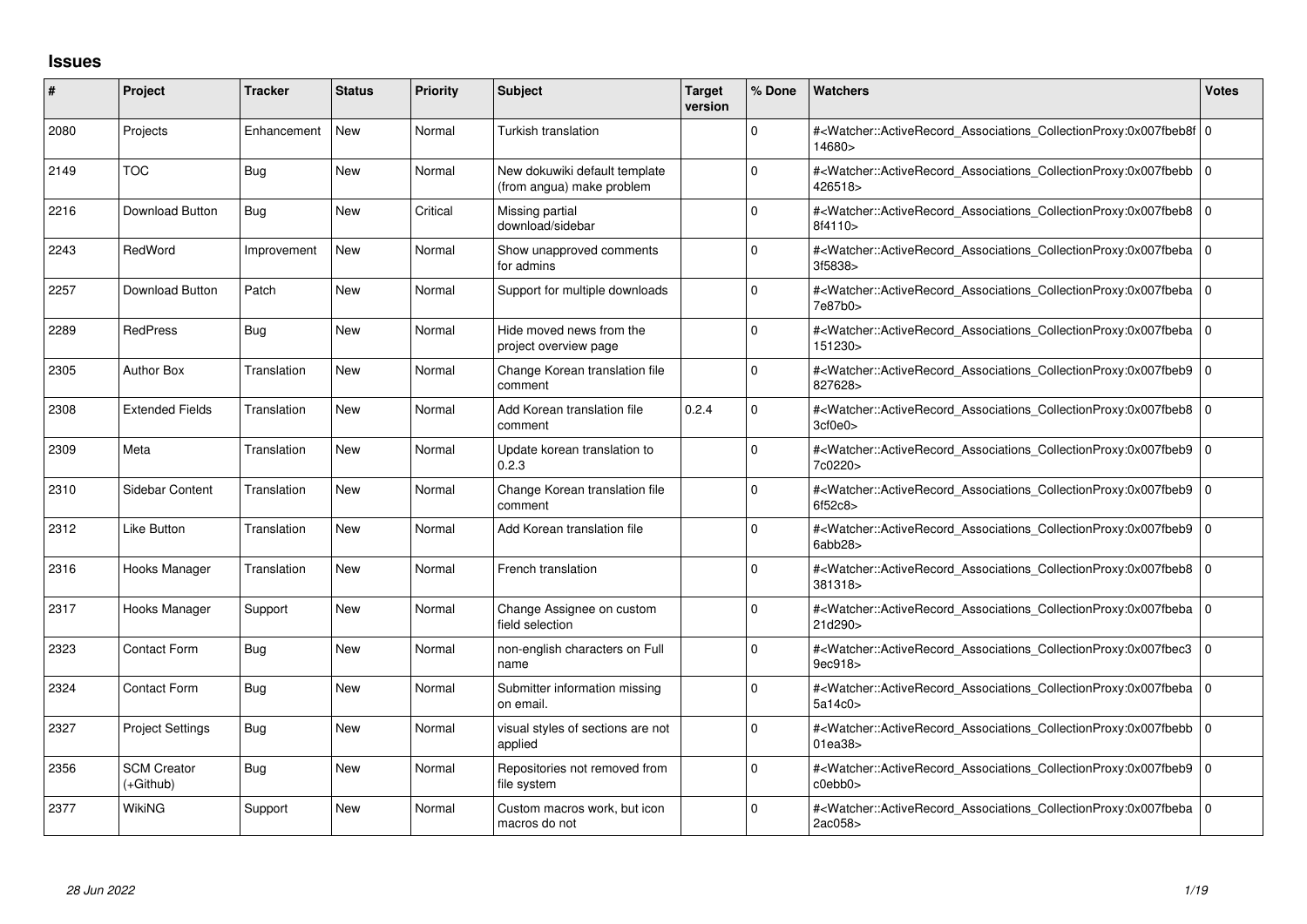## Issues

| # | Project | Tracker | Status | Priority | Subject | Target version | % Done | Watchers | Votes |
|---|---|---|---|---|---|---|---|---|---|
| 2080 | Projects | Enhancement | New | Normal | Turkish translation | | 0 | #<Watcher::ActiveRecord_Associations_CollectionProxy:0x007fbeb8f14680> | 0 |
| 2149 | TOC | Bug | New | Normal | New dokuwiki default template (from angua) make problem | | 0 | #<Watcher::ActiveRecord_Associations_CollectionProxy:0x007fbebb426518> | 0 |
| 2216 | Download Button | Bug | New | Critical | Missing partial download/sidebar | | 0 | #<Watcher::ActiveRecord_Associations_CollectionProxy:0x007fbeb88f4110> | 0 |
| 2243 | RedWord | Improvement | New | Normal | Show unapproved comments for admins | | 0 | #<Watcher::ActiveRecord_Associations_CollectionProxy:0x007fbeba3f5838> | 0 |
| 2257 | Download Button | Patch | New | Normal | Support for multiple downloads | | 0 | #<Watcher::ActiveRecord_Associations_CollectionProxy:0x007fbeba7e87b0> | 0 |
| 2289 | RedPress | Bug | New | Normal | Hide moved news from the project overview page | | 0 | #<Watcher::ActiveRecord_Associations_CollectionProxy:0x007fbeba151230> | 0 |
| 2305 | Author Box | Translation | New | Normal | Change Korean translation file comment | | 0 | #<Watcher::ActiveRecord_Associations_CollectionProxy:0x007fbeb9827628> | 0 |
| 2308 | Extended Fields | Translation | New | Normal | Add Korean translation file comment | 0.2.4 | 0 | #<Watcher::ActiveRecord_Associations_CollectionProxy:0x007fbeb83cf0e0> | 0 |
| 2309 | Meta | Translation | New | Normal | Update korean translation to 0.2.3 | | 0 | #<Watcher::ActiveRecord_Associations_CollectionProxy:0x007fbeb97c0220> | 0 |
| 2310 | Sidebar Content | Translation | New | Normal | Change Korean translation file comment | | 0 | #<Watcher::ActiveRecord_Associations_CollectionProxy:0x007fbeb96f52c8> | 0 |
| 2312 | Like Button | Translation | New | Normal | Add Korean translation file | | 0 | #<Watcher::ActiveRecord_Associations_CollectionProxy:0x007fbeb96abb28> | 0 |
| 2316 | Hooks Manager | Translation | New | Normal | French translation | | 0 | #<Watcher::ActiveRecord_Associations_CollectionProxy:0x007fbeb8381318> | 0 |
| 2317 | Hooks Manager | Support | New | Normal | Change Assignee on custom field selection | | 0 | #<Watcher::ActiveRecord_Associations_CollectionProxy:0x007fbeba21d290> | 0 |
| 2323 | Contact Form | Bug | New | Normal | non-english characters on Full name | | 0 | #<Watcher::ActiveRecord_Associations_CollectionProxy:0x007fbec39ec918> | 0 |
| 2324 | Contact Form | Bug | New | Normal | Submitter information missing on email. | | 0 | #<Watcher::ActiveRecord_Associations_CollectionProxy:0x007fbeba5a14c0> | 0 |
| 2327 | Project Settings | Bug | New | Normal | visual styles of sections are not applied | | 0 | #<Watcher::ActiveRecord_Associations_CollectionProxy:0x007fbebb01ea38> | 0 |
| 2356 | SCM Creator (+Github) | Bug | New | Normal | Repositories not removed from file system | | 0 | #<Watcher::ActiveRecord_Associations_CollectionProxy:0x007fbeb9c0ebb0> | 0 |
| 2377 | WikiNG | Support | New | Normal | Custom macros work, but icon macros do not | | 0 | #<Watcher::ActiveRecord_Associations_CollectionProxy:0x007fbeba2ac058> | 0 |

*28 Jun 2022*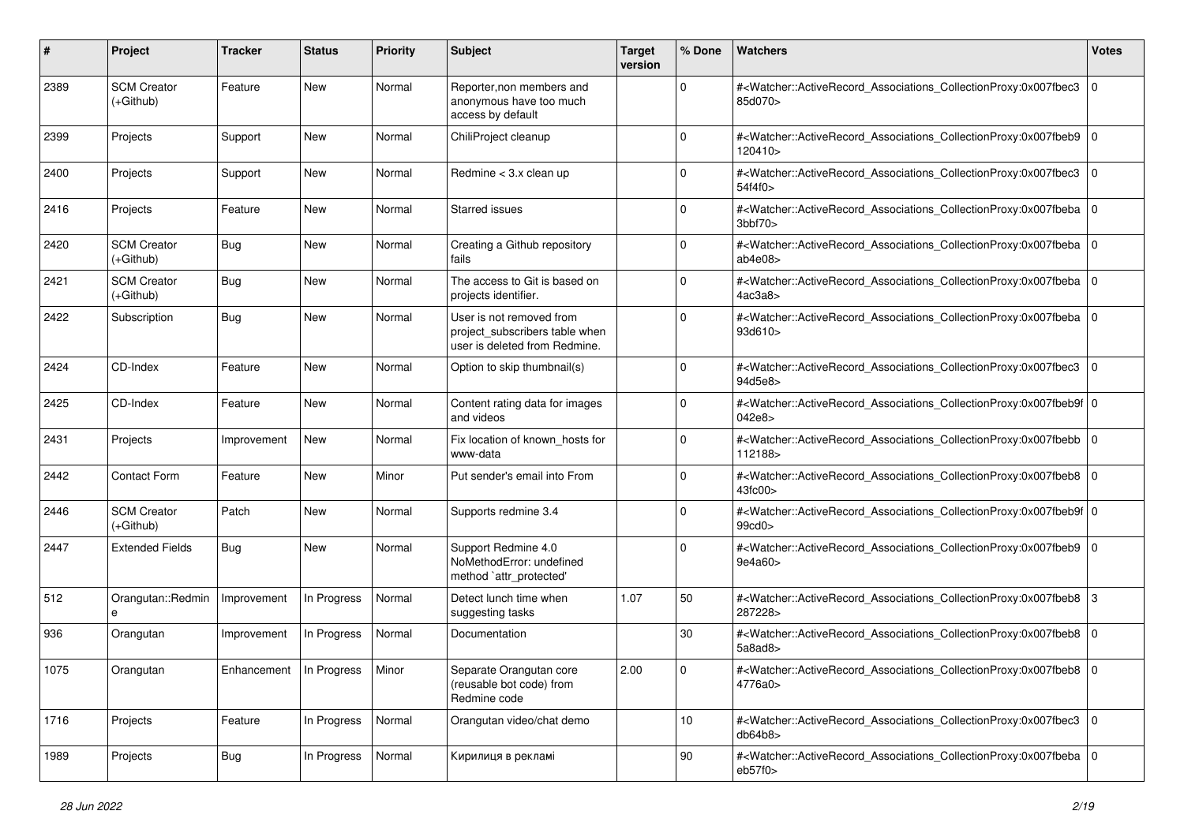| # | Project | Tracker | Status | Priority | Subject | Target version | % Done | Watchers | Votes |
|---|---|---|---|---|---|---|---|---|---|
| 2389 | SCM Creator (+Github) | Feature | New | Normal | Reporter,non members and anonymous have too much access by default | | 0 | #<Watcher::ActiveRecord_Associations_CollectionProxy:0x007fbec385d070> | 0 |
| 2399 | Projects | Support | New | Normal | ChiliProject cleanup | | 0 | #<Watcher::ActiveRecord_Associations_CollectionProxy:0x007fbeb9120410> | 0 |
| 2400 | Projects | Support | New | Normal | Redmine < 3.x clean up | | 0 | #<Watcher::ActiveRecord_Associations_CollectionProxy:0x007fbec354f4f0> | 0 |
| 2416 | Projects | Feature | New | Normal | Starred issues | | 0 | #<Watcher::ActiveRecord_Associations_CollectionProxy:0x007fbeba3bbf70> | 0 |
| 2420 | SCM Creator (+Github) | Bug | New | Normal | Creating a Github repository fails | | 0 | #<Watcher::ActiveRecord_Associations_CollectionProxy:0x007fbebaab4e08> | 0 |
| 2421 | SCM Creator (+Github) | Bug | New | Normal | The access to Git is based on projects identifier. | | 0 | #<Watcher::ActiveRecord_Associations_CollectionProxy:0x007fbeba4ac3a8> | 0 |
| 2422 | Subscription | Bug | New | Normal | User is not removed from project_subscribers table when user is deleted from Redmine. | | 0 | #<Watcher::ActiveRecord_Associations_CollectionProxy:0x007fbeba93d610> | 0 |
| 2424 | CD-Index | Feature | New | Normal | Option to skip thumbnail(s) | | 0 | #<Watcher::ActiveRecord_Associations_CollectionProxy:0x007fbec394d5e8> | 0 |
| 2425 | CD-Index | Feature | New | Normal | Content rating data for images and videos | | 0 | #<Watcher::ActiveRecord_Associations_CollectionProxy:0x007fbeb9f042e8> | 0 |
| 2431 | Projects | Improvement | New | Normal | Fix location of known_hosts for www-data | | 0 | #<Watcher::ActiveRecord_Associations_CollectionProxy:0x007fbebb112188> | 0 |
| 2442 | Contact Form | Feature | New | Minor | Put sender's email into From | | 0 | #<Watcher::ActiveRecord_Associations_CollectionProxy:0x007fbeb843fc00> | 0 |
| 2446 | SCM Creator (+Github) | Patch | New | Normal | Supports redmine 3.4 | | 0 | #<Watcher::ActiveRecord_Associations_CollectionProxy:0x007fbeb9f99cd0> | 0 |
| 2447 | Extended Fields | Bug | New | Normal | Support Redmine 4.0 NoMethodError: undefined method `attr_protected' | | 0 | #<Watcher::ActiveRecord_Associations_CollectionProxy:0x007fbeb99e4a60> | 0 |
| 512 | Orangutan::Redmine | Improvement | In Progress | Normal | Detect lunch time when suggesting tasks | 1.07 | 50 | #<Watcher::ActiveRecord_Associations_CollectionProxy:0x007fbeb8287228> | 3 |
| 936 | Orangutan | Improvement | In Progress | Normal | Documentation | | 30 | #<Watcher::ActiveRecord_Associations_CollectionProxy:0x007fbeb85a8ad8> | 0 |
| 1075 | Orangutan | Enhancement | In Progress | Minor | Separate Orangutan core (reusable bot code) from Redmine code | 2.00 | 0 | #<Watcher::ActiveRecord_Associations_CollectionProxy:0x007fbeb84776a0> | 0 |
| 1716 | Projects | Feature | In Progress | Normal | Orangutan video/chat demo | | 10 | #<Watcher::ActiveRecord_Associations_CollectionProxy:0x007fbec3db64b8> | 0 |
| 1989 | Projects | Bug | In Progress | Normal | Кирилиця в рекламі | | 90 | #<Watcher::ActiveRecord_Associations_CollectionProxy:0x007fbebaeb57f0> | 0 |

*28 Jun 2022*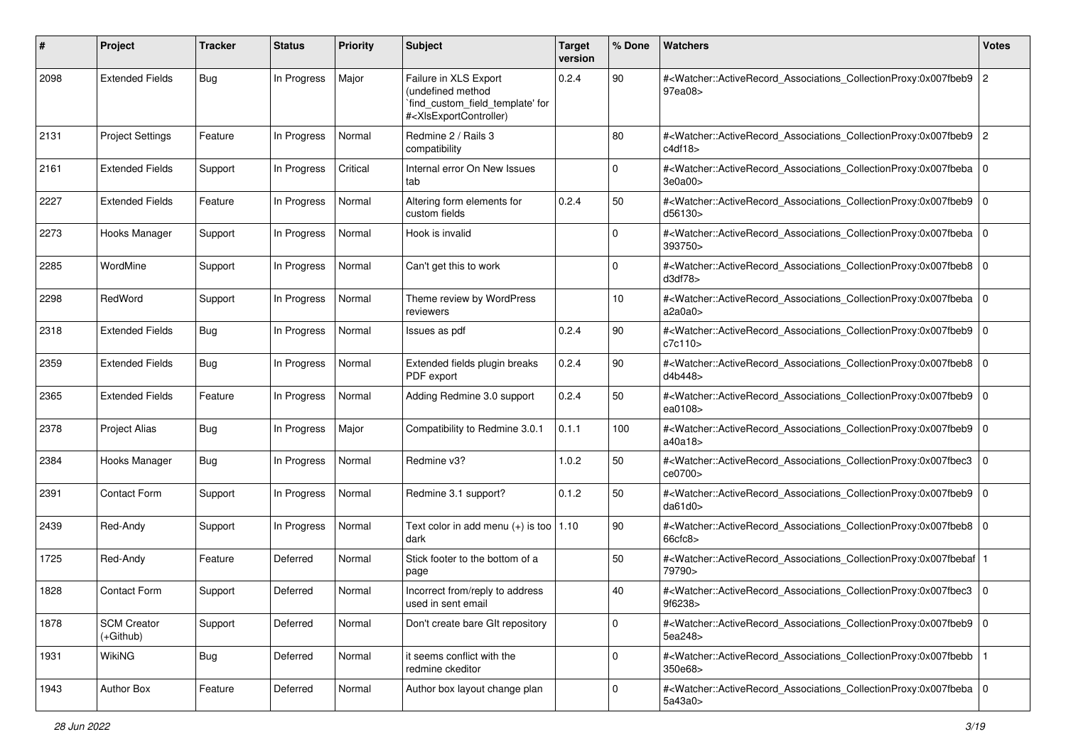| # | Project | Tracker | Status | Priority | Subject | Target version | % Done | Watchers | Votes |
|---|---|---|---|---|---|---|---|---|---|
| 2098 | Extended Fields | Bug | In Progress | Major | Failure in XLS Export (undefined method `find_custom_field_template' for #<XlsExportController) | 0.2.4 | 90 | #<Watcher::ActiveRecord_Associations_CollectionProxy:0x007fbeb997ea08> | 2 |
| 2131 | Project Settings | Feature | In Progress | Normal | Redmine 2 / Rails 3 compatibility | | 80 | #<Watcher::ActiveRecord_Associations_CollectionProxy:0x007fbeb9c4df18> | 2 |
| 2161 | Extended Fields | Support | In Progress | Critical | Internal error On New Issues tab | | 0 | #<Watcher::ActiveRecord_Associations_CollectionProxy:0x007fbeba3e0a00> | 0 |
| 2227 | Extended Fields | Feature | In Progress | Normal | Altering form elements for custom fields | 0.2.4 | 50 | #<Watcher::ActiveRecord_Associations_CollectionProxy:0x007fbeb9d56130> | 0 |
| 2273 | Hooks Manager | Support | In Progress | Normal | Hook is invalid | | 0 | #<Watcher::ActiveRecord_Associations_CollectionProxy:0x007fbeba393750> | 0 |
| 2285 | WordMine | Support | In Progress | Normal | Can't get this to work | | 0 | #<Watcher::ActiveRecord_Associations_CollectionProxy:0x007fbeb8d3df78> | 0 |
| 2298 | RedWord | Support | In Progress | Normal | Theme review by WordPress reviewers | | 10 | #<Watcher::ActiveRecord_Associations_CollectionProxy:0x007fbebaa2a0a0> | 0 |
| 2318 | Extended Fields | Bug | In Progress | Normal | Issues as pdf | 0.2.4 | 90 | #<Watcher::ActiveRecord_Associations_CollectionProxy:0x007fbeb9c7c110> | 0 |
| 2359 | Extended Fields | Bug | In Progress | Normal | Extended fields plugin breaks PDF export | 0.2.4 | 90 | #<Watcher::ActiveRecord_Associations_CollectionProxy:0x007fbeb8d4b448> | 0 |
| 2365 | Extended Fields | Feature | In Progress | Normal | Adding Redmine 3.0 support | 0.2.4 | 50 | #<Watcher::ActiveRecord_Associations_CollectionProxy:0x007fbeb9ea0108> | 0 |
| 2378 | Project Alias | Bug | In Progress | Major | Compatibility to Redmine 3.0.1 | 0.1.1 | 100 | #<Watcher::ActiveRecord_Associations_CollectionProxy:0x007fbeb9a40a18> | 0 |
| 2384 | Hooks Manager | Bug | In Progress | Normal | Redmine v3? | 1.0.2 | 50 | #<Watcher::ActiveRecord_Associations_CollectionProxy:0x007fbec3ce0700> | 0 |
| 2391 | Contact Form | Support | In Progress | Normal | Redmine 3.1 support? | 0.1.2 | 50 | #<Watcher::ActiveRecord_Associations_CollectionProxy:0x007fbeb9da61d0> | 0 |
| 2439 | Red-Andy | Support | In Progress | Normal | Text color in add menu (+) is too dark | 1.10 | 90 | #<Watcher::ActiveRecord_Associations_CollectionProxy:0x007fbeb866cfc8> | 0 |
| 1725 | Red-Andy | Feature | Deferred | Normal | Stick footer to the bottom of a page | | 50 | #<Watcher::ActiveRecord_Associations_CollectionProxy:0x007fbebaf79790> | 1 |
| 1828 | Contact Form | Support | Deferred | Normal | Incorrect from/reply to address used in sent email | | 40 | #<Watcher::ActiveRecord_Associations_CollectionProxy:0x007fbec39f6238> | 0 |
| 1878 | SCM Creator (+Github) | Support | Deferred | Normal | Don't create bare GIt repository | | 0 | #<Watcher::ActiveRecord_Associations_CollectionProxy:0x007fbeb95ea248> | 0 |
| 1931 | WikiNG | Bug | Deferred | Normal | it seems conflict with the redmine ckeditor | | 0 | #<Watcher::ActiveRecord_Associations_CollectionProxy:0x007fbebb350e68> | 1 |
| 1943 | Author Box | Feature | Deferred | Normal | Author box layout change plan | | 0 | #<Watcher::ActiveRecord_Associations_CollectionProxy:0x007fbeba5a43a0> | 0 |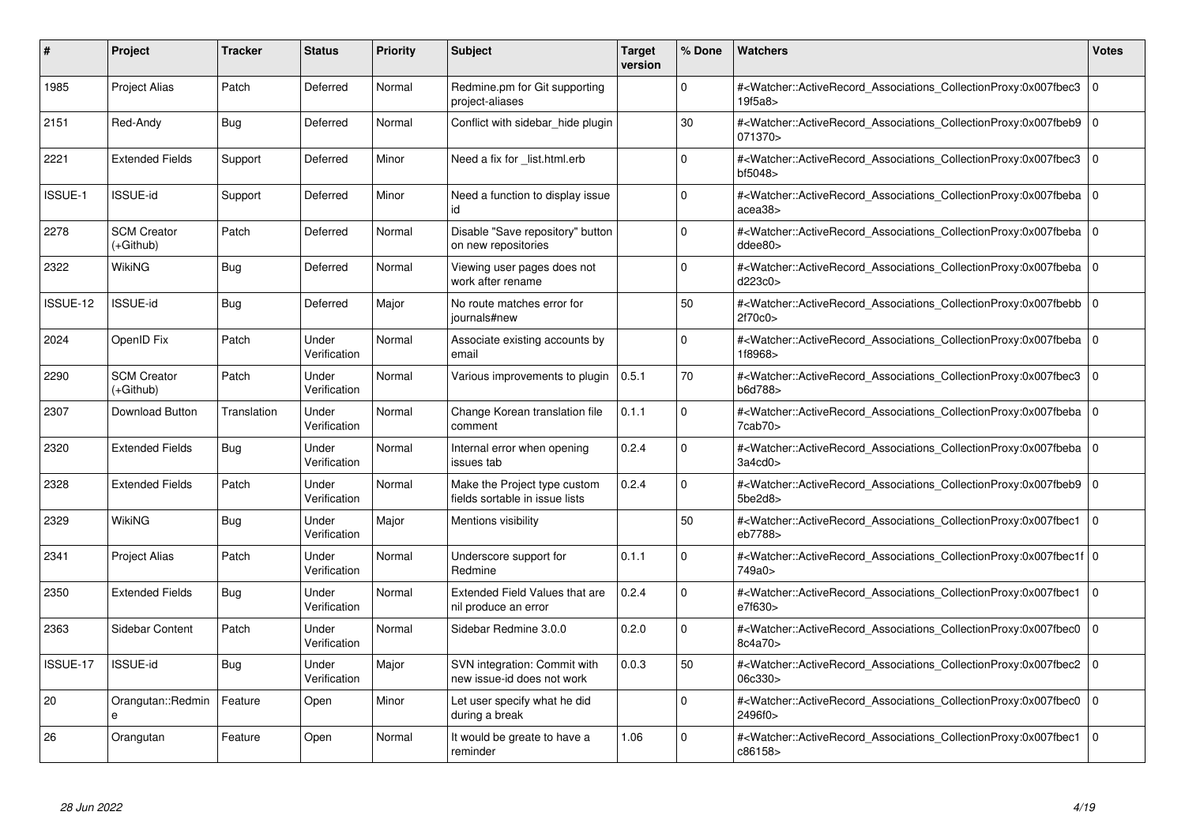| # | Project | Tracker | Status | Priority | Subject | Target version | % Done | Watchers | Votes |
|---|---|---|---|---|---|---|---|---|---|
| 1985 | Project Alias | Patch | Deferred | Normal | Redmine.pm for Git supporting project-aliases | | 0 | #<Watcher::ActiveRecord_Associations_CollectionProxy:0x007fbec319f5a8> | 0 |
| 2151 | Red-Andy | Bug | Deferred | Normal | Conflict with sidebar_hide plugin | | 30 | #<Watcher::ActiveRecord_Associations_CollectionProxy:0x007fbeb9071370> | 0 |
| 2221 | Extended Fields | Support | Deferred | Minor | Need a fix for _list.html.erb | | 0 | #<Watcher::ActiveRecord_Associations_CollectionProxy:0x007fbec3bf5048> | 0 |
| ISSUE-1 | ISSUE-id | Support | Deferred | Minor | Need a function to display issue id | | 0 | #<Watcher::ActiveRecord_Associations_CollectionProxy:0x007fbebaacea38> | 0 |
| 2278 | SCM Creator (+Github) | Patch | Deferred | Normal | Disable "Save repository" button on new repositories | | 0 | #<Watcher::ActiveRecord_Associations_CollectionProxy:0x007fbebaddee80> | 0 |
| 2322 | WikiNG | Bug | Deferred | Normal | Viewing user pages does not work after rename | | 0 | #<Watcher::ActiveRecord_Associations_CollectionProxy:0x007fbebad223c0> | 0 |
| ISSUE-12 | ISSUE-id | Bug | Deferred | Major | No route matches error for journals#new | | 50 | #<Watcher::ActiveRecord_Associations_CollectionProxy:0x007fbebb2f70c0> | 0 |
| 2024 | OpenID Fix | Patch | Under Verification | Normal | Associate existing accounts by email | | 0 | #<Watcher::ActiveRecord_Associations_CollectionProxy:0x007fbeba1f8968> | 0 |
| 2290 | SCM Creator (+Github) | Patch | Under Verification | Normal | Various improvements to plugin | 0.5.1 | 70 | #<Watcher::ActiveRecord_Associations_CollectionProxy:0x007fbec3b6d788> | 0 |
| 2307 | Download Button | Translation | Under Verification | Normal | Change Korean translation file comment | 0.1.1 | 0 | #<Watcher::ActiveRecord_Associations_CollectionProxy:0x007fbeba7cab70> | 0 |
| 2320 | Extended Fields | Bug | Under Verification | Normal | Internal error when opening issues tab | 0.2.4 | 0 | #<Watcher::ActiveRecord_Associations_CollectionProxy:0x007fbeba3a4cd0> | 0 |
| 2328 | Extended Fields | Patch | Under Verification | Normal | Make the Project type custom fields sortable in issue lists | 0.2.4 | 0 | #<Watcher::ActiveRecord_Associations_CollectionProxy:0x007fbeb95be2d8> | 0 |
| 2329 | WikiNG | Bug | Under Verification | Major | Mentions visibility | | 50 | #<Watcher::ActiveRecord_Associations_CollectionProxy:0x007fbec1eb7788> | 0 |
| 2341 | Project Alias | Patch | Under Verification | Normal | Underscore support for Redmine | 0.1.1 | 0 | #<Watcher::ActiveRecord_Associations_CollectionProxy:0x007fbec1f749a0> | 0 |
| 2350 | Extended Fields | Bug | Under Verification | Normal | Extended Field Values that are nil produce an error | 0.2.4 | 0 | #<Watcher::ActiveRecord_Associations_CollectionProxy:0x007fbec1e7f630> | 0 |
| 2363 | Sidebar Content | Patch | Under Verification | Normal | Sidebar Redmine 3.0.0 | 0.2.0 | 0 | #<Watcher::ActiveRecord_Associations_CollectionProxy:0x007fbec08c4a70> | 0 |
| ISSUE-17 | ISSUE-id | Bug | Under Verification | Major | SVN integration: Commit with new issue-id does not work | 0.0.3 | 50 | #<Watcher::ActiveRecord_Associations_CollectionProxy:0x007fbec206c330> | 0 |
| 20 | Orangutan::Redmine | Feature | Open | Minor | Let user specify what he did during a break | | 0 | #<Watcher::ActiveRecord_Associations_CollectionProxy:0x007fbec02496f0> | 0 |
| 26 | Orangutan | Feature | Open | Normal | It would be greate to have a reminder | 1.06 | 0 | #<Watcher::ActiveRecord_Associations_CollectionProxy:0x007fbec1c86158> | 0 |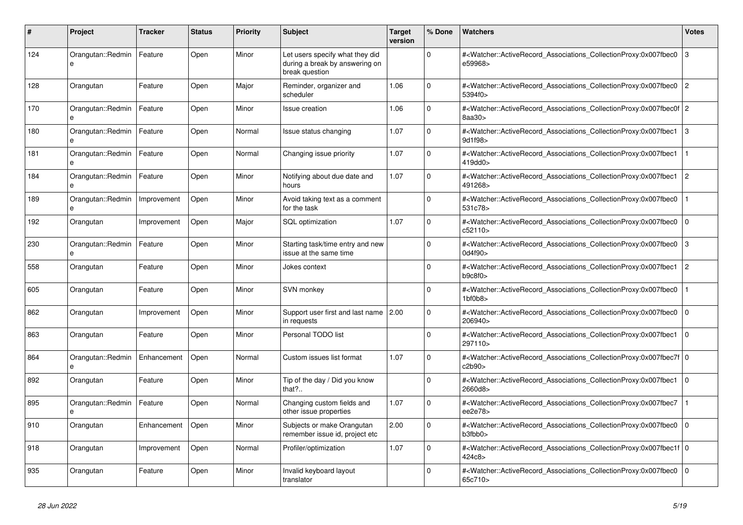| # | Project | Tracker | Status | Priority | Subject | Target version | % Done | Watchers | Votes |
|---|---|---|---|---|---|---|---|---|---|
| 124 | Orangutan::Redmine | Feature | Open | Minor | Let users specify what they did during a break by answering on break question | | 0 | #<Watcher::ActiveRecord_Associations_CollectionProxy:0x007fbec0e59968> | 3 |
| 128 | Orangutan | Feature | Open | Major | Reminder, organizer and scheduler | 1.06 | 0 | #<Watcher::ActiveRecord_Associations_CollectionProxy:0x007fbec05394f0> | 2 |
| 170 | Orangutan::Redmine | Feature | Open | Minor | Issue creation | 1.06 | 0 | #<Watcher::ActiveRecord_Associations_CollectionProxy:0x007fbec0f8aa30> | 2 |
| 180 | Orangutan::Redmine | Feature | Open | Normal | Issue status changing | 1.07 | 0 | #<Watcher::ActiveRecord_Associations_CollectionProxy:0x007fbec19d1f98> | 3 |
| 181 | Orangutan::Redmine | Feature | Open | Normal | Changing issue priority | 1.07 | 0 | #<Watcher::ActiveRecord_Associations_CollectionProxy:0x007fbec1419dd0> | 1 |
| 184 | Orangutan::Redmine | Feature | Open | Minor | Notifying about due date and hours | 1.07 | 0 | #<Watcher::ActiveRecord_Associations_CollectionProxy:0x007fbec1491268> | 2 |
| 189 | Orangutan::Redmine | Improvement | Open | Minor | Avoid taking text as a comment for the task | | 0 | #<Watcher::ActiveRecord_Associations_CollectionProxy:0x007fbec0531c78> | 1 |
| 192 | Orangutan | Improvement | Open | Major | SQL optimization | 1.07 | 0 | #<Watcher::ActiveRecord_Associations_CollectionProxy:0x007fbec0c52110> | 0 |
| 230 | Orangutan::Redmine | Feature | Open | Minor | Starting task/time entry and new issue at the same time | | 0 | #<Watcher::ActiveRecord_Associations_CollectionProxy:0x007fbec00d4f90> | 3 |
| 558 | Orangutan | Feature | Open | Minor | Jokes context | | 0 | #<Watcher::ActiveRecord_Associations_CollectionProxy:0x007fbec1b9c8f0> | 2 |
| 605 | Orangutan | Feature | Open | Minor | SVN monkey | | 0 | #<Watcher::ActiveRecord_Associations_CollectionProxy:0x007fbec01bf0b8> | 1 |
| 862 | Orangutan | Improvement | Open | Minor | Support user first and last name in requests | 2.00 | 0 | #<Watcher::ActiveRecord_Associations_CollectionProxy:0x007fbec0206940> | 0 |
| 863 | Orangutan | Feature | Open | Minor | Personal TODO list | | 0 | #<Watcher::ActiveRecord_Associations_CollectionProxy:0x007fbec1297110> | 0 |
| 864 | Orangutan::Redmine | Enhancement | Open | Normal | Custom issues list format | 1.07 | 0 | #<Watcher::ActiveRecord_Associations_CollectionProxy:0x007fbec7fc2b90> | 0 |
| 892 | Orangutan | Feature | Open | Minor | Tip of the day / Did you know that?.. | | 0 | #<Watcher::ActiveRecord_Associations_CollectionProxy:0x007fbec12660d8> | 0 |
| 895 | Orangutan::Redmine | Feature | Open | Normal | Changing custom fields and other issue properties | 1.07 | 0 | #<Watcher::ActiveRecord_Associations_CollectionProxy:0x007fbec7ee2e78> | 1 |
| 910 | Orangutan | Enhancement | Open | Minor | Subjects or make Orangutan remember issue id, project etc | 2.00 | 0 | #<Watcher::ActiveRecord_Associations_CollectionProxy:0x007fbec0b3fbb0> | 0 |
| 918 | Orangutan | Improvement | Open | Normal | Profiler/optimization | 1.07 | 0 | #<Watcher::ActiveRecord_Associations_CollectionProxy:0x007fbec1f424c8> | 0 |
| 935 | Orangutan | Feature | Open | Minor | Invalid keyboard layout translator | | 0 | #<Watcher::ActiveRecord_Associations_CollectionProxy:0x007fbec065c710> | 0 |

*28 Jun 2022*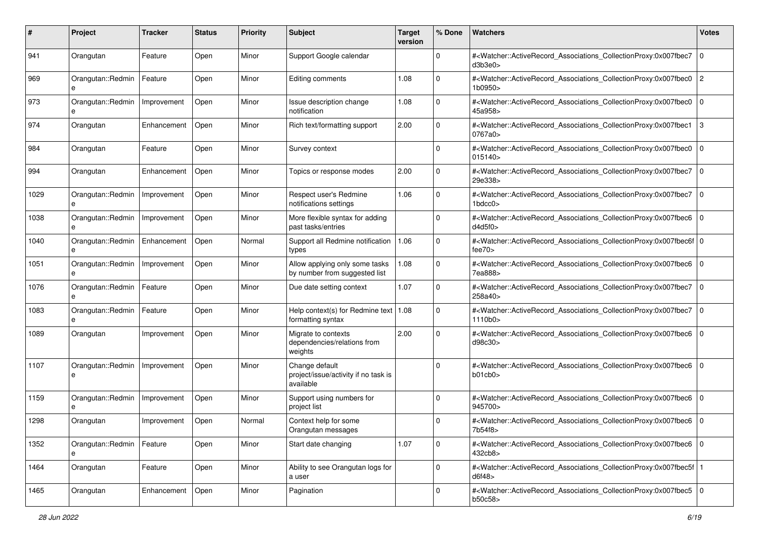| # | Project | Tracker | Status | Priority | Subject | Target version | % Done | Watchers | Votes |
|---|---|---|---|---|---|---|---|---|---|
| 941 | Orangutan | Feature | Open | Minor | Support Google calendar | | 0 | #<Watcher::ActiveRecord_Associations_CollectionProxy:0x007fbec7d3b3e0> | 0 |
| 969 | Orangutan::Redmine | Feature | Open | Minor | Editing comments | 1.08 | 0 | #<Watcher::ActiveRecord_Associations_CollectionProxy:0x007fbec01b0950> | 2 |
| 973 | Orangutan::Redmine | Improvement | Open | Minor | Issue description change notification | 1.08 | 0 | #<Watcher::ActiveRecord_Associations_CollectionProxy:0x007fbec045a958> | 0 |
| 974 | Orangutan | Enhancement | Open | Minor | Rich text/formatting support | 2.00 | 0 | #<Watcher::ActiveRecord_Associations_CollectionProxy:0x007fbec10767a0> | 3 |
| 984 | Orangutan | Feature | Open | Minor | Survey context | | 0 | #<Watcher::ActiveRecord_Associations_CollectionProxy:0x007fbec0015140> | 0 |
| 994 | Orangutan | Enhancement | Open | Minor | Topics or response modes | 2.00 | 0 | #<Watcher::ActiveRecord_Associations_CollectionProxy:0x007fbec729e338> | 0 |
| 1029 | Orangutan::Redmine | Improvement | Open | Minor | Respect user's Redmine notifications settings | 1.06 | 0 | #<Watcher::ActiveRecord_Associations_CollectionProxy:0x007fbec71bdcc0> | 0 |
| 1038 | Orangutan::Redmine | Improvement | Open | Minor | More flexible syntax for adding past tasks/entries | | 0 | #<Watcher::ActiveRecord_Associations_CollectionProxy:0x007fbec6d4d5f0> | 0 |
| 1040 | Orangutan::Redmine | Enhancement | Open | Normal | Support all Redmine notification types | 1.06 | 0 | #<Watcher::ActiveRecord_Associations_CollectionProxy:0x007fbec6ffee70> | 0 |
| 1051 | Orangutan::Redmine | Improvement | Open | Minor | Allow applying only some tasks by number from suggested list | 1.08 | 0 | #<Watcher::ActiveRecord_Associations_CollectionProxy:0x007fbec67ea888> | 0 |
| 1076 | Orangutan::Redmine | Feature | Open | Minor | Due date setting context | 1.07 | 0 | #<Watcher::ActiveRecord_Associations_CollectionProxy:0x007fbec7258a40> | 0 |
| 1083 | Orangutan::Redmine | Feature | Open | Minor | Help context(s) for Redmine text formatting syntax | 1.08 | 0 | #<Watcher::ActiveRecord_Associations_CollectionProxy:0x007fbec71110b0> | 0 |
| 1089 | Orangutan | Improvement | Open | Minor | Migrate to contexts dependencies/relations from weights | 2.00 | 0 | #<Watcher::ActiveRecord_Associations_CollectionProxy:0x007fbec6d98c30> | 0 |
| 1107 | Orangutan::Redmine | Improvement | Open | Minor | Change default project/issue/activity if no task is available | | 0 | #<Watcher::ActiveRecord_Associations_CollectionProxy:0x007fbec6b01cb0> | 0 |
| 1159 | Orangutan::Redmine | Improvement | Open | Minor | Support using numbers for project list | | 0 | #<Watcher::ActiveRecord_Associations_CollectionProxy:0x007fbec6945700> | 0 |
| 1298 | Orangutan | Improvement | Open | Normal | Context help for some Orangutan messages | | 0 | #<Watcher::ActiveRecord_Associations_CollectionProxy:0x007fbec67b54f8> | 0 |
| 1352 | Orangutan::Redmine | Feature | Open | Minor | Start date changing | 1.07 | 0 | #<Watcher::ActiveRecord_Associations_CollectionProxy:0x007fbec6432cb8> | 0 |
| 1464 | Orangutan | Feature | Open | Minor | Ability to see Orangutan logs for a user | | 0 | #<Watcher::ActiveRecord_Associations_CollectionProxy:0x007fbec5fd6f48> | 1 |
| 1465 | Orangutan | Enhancement | Open | Minor | Pagination | | 0 | #<Watcher::ActiveRecord_Associations_CollectionProxy:0x007fbec5b50c58> | 0 |

*28 Jun 2022*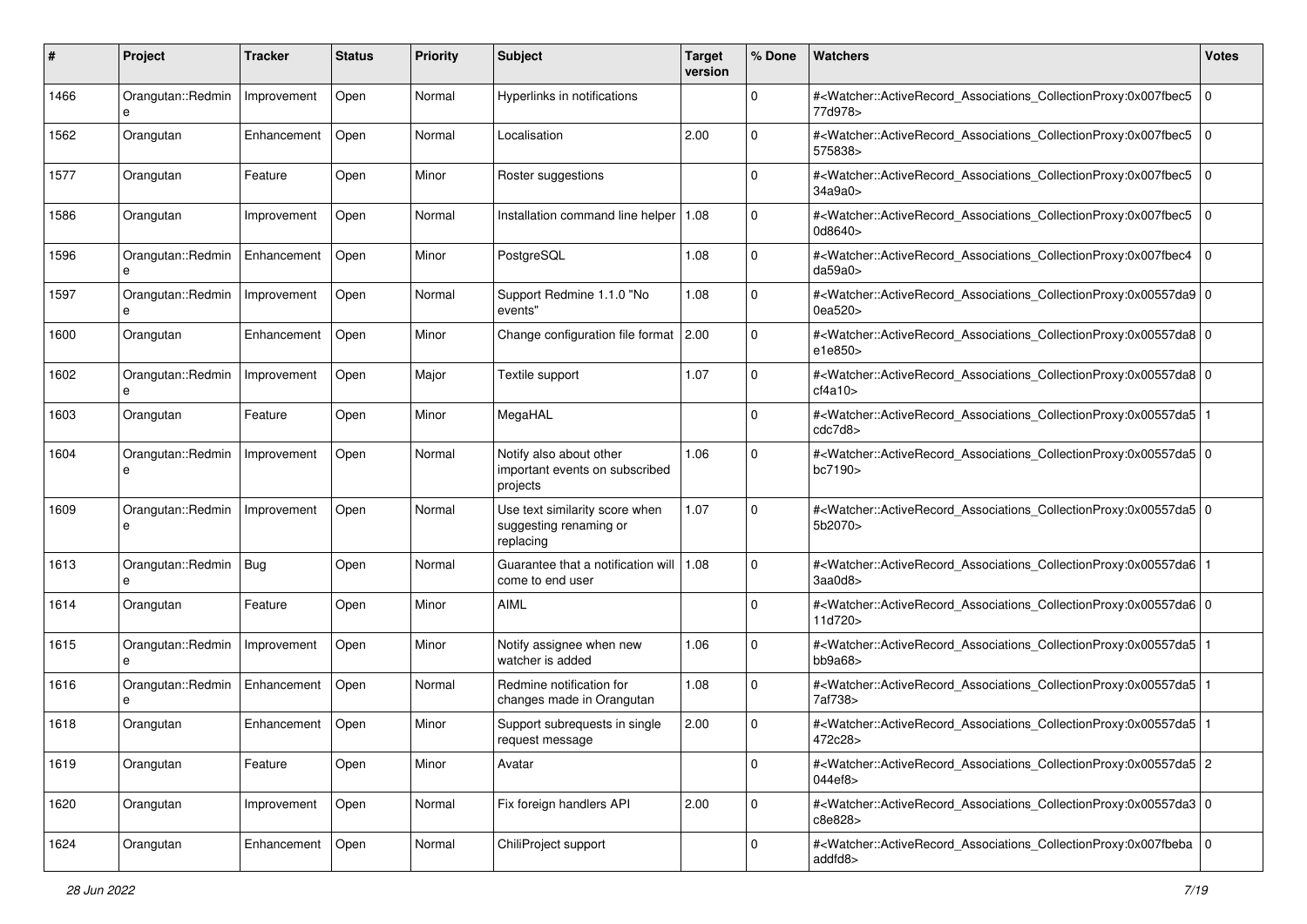| # | Project | Tracker | Status | Priority | Subject | Target version | % Done | Watchers | Votes |
|---|---|---|---|---|---|---|---|---|---|
| 1466 | Orangutan::Redmine | Improvement | Open | Normal | Hyperlinks in notifications | | 0 | #<Watcher::ActiveRecord_Associations_CollectionProxy:0x007fbec577d978> | 0 |
| 1562 | Orangutan | Enhancement | Open | Normal | Localisation | 2.00 | 0 | #<Watcher::ActiveRecord_Associations_CollectionProxy:0x007fbec5575838> | 0 |
| 1577 | Orangutan | Feature | Open | Minor | Roster suggestions | | 0 | #<Watcher::ActiveRecord_Associations_CollectionProxy:0x007fbec534a9a0> | 0 |
| 1586 | Orangutan | Improvement | Open | Normal | Installation command line helper | 1.08 | 0 | #<Watcher::ActiveRecord_Associations_CollectionProxy:0x007fbec50d8640> | 0 |
| 1596 | Orangutan::Redmine | Enhancement | Open | Minor | PostgreSQL | 1.08 | 0 | #<Watcher::ActiveRecord_Associations_CollectionProxy:0x007fbec4da59a0> | 0 |
| 1597 | Orangutan::Redmine | Improvement | Open | Normal | Support Redmine 1.1.0 "No events" | 1.08 | 0 | #<Watcher::ActiveRecord_Associations_CollectionProxy:0x00557da90ea520> | 0 |
| 1600 | Orangutan | Enhancement | Open | Minor | Change configuration file format | 2.00 | 0 | #<Watcher::ActiveRecord_Associations_CollectionProxy:0x00557da8e1e850> | 0 |
| 1602 | Orangutan::Redmine | Improvement | Open | Major | Textile support | 1.07 | 0 | #<Watcher::ActiveRecord_Associations_CollectionProxy:0x00557da8cf4a10> | 0 |
| 1603 | Orangutan | Feature | Open | Minor | MegaHAL | | 0 | #<Watcher::ActiveRecord_Associations_CollectionProxy:0x00557da5cdc7d8> | 1 |
| 1604 | Orangutan::Redmine | Improvement | Open | Normal | Notify also about other important events on subscribed projects | 1.06 | 0 | #<Watcher::ActiveRecord_Associations_CollectionProxy:0x00557da5bc7190> | 0 |
| 1609 | Orangutan::Redmine | Improvement | Open | Normal | Use text similarity score when suggesting renaming or replacing | 1.07 | 0 | #<Watcher::ActiveRecord_Associations_CollectionProxy:0x00557da55b2070> | 0 |
| 1613 | Orangutan::Redmine | Bug | Open | Normal | Guarantee that a notification will come to end user | 1.08 | 0 | #<Watcher::ActiveRecord_Associations_CollectionProxy:0x00557da63aa0d8> | 1 |
| 1614 | Orangutan | Feature | Open | Minor | AIML | | 0 | #<Watcher::ActiveRecord_Associations_CollectionProxy:0x00557da611d720> | 0 |
| 1615 | Orangutan::Redmine | Improvement | Open | Minor | Notify assignee when new watcher is added | 1.06 | 0 | #<Watcher::ActiveRecord_Associations_CollectionProxy:0x00557da5bb9a68> | 1 |
| 1616 | Orangutan::Redmine | Enhancement | Open | Normal | Redmine notification for changes made in Orangutan | 1.08 | 0 | #<Watcher::ActiveRecord_Associations_CollectionProxy:0x00557da57af738> | 1 |
| 1618 | Orangutan | Enhancement | Open | Minor | Support subrequests in single request message | 2.00 | 0 | #<Watcher::ActiveRecord_Associations_CollectionProxy:0x00557da5472c28> | 1 |
| 1619 | Orangutan | Feature | Open | Minor | Avatar | | 0 | #<Watcher::ActiveRecord_Associations_CollectionProxy:0x00557da5044ef8> | 2 |
| 1620 | Orangutan | Improvement | Open | Normal | Fix foreign handlers API | 2.00 | 0 | #<Watcher::ActiveRecord_Associations_CollectionProxy:0x00557da3c8e828> | 0 |
| 1624 | Orangutan | Enhancement | Open | Normal | ChiliProject support | | 0 | #<Watcher::ActiveRecord_Associations_CollectionProxy:0x007fbebaaddfd8> | 0 |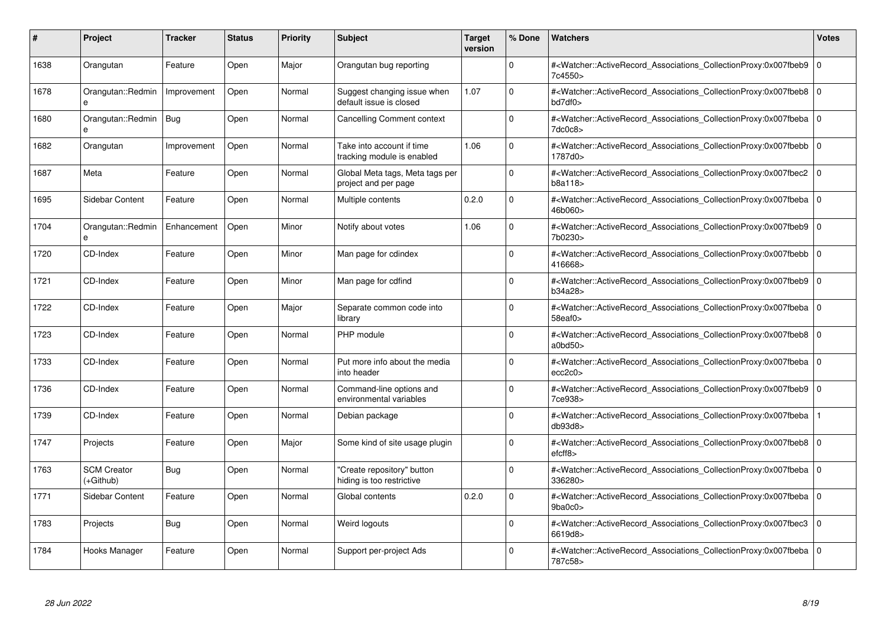| # | Project | Tracker | Status | Priority | Subject | Target version | % Done | Watchers | Votes |
|---|---|---|---|---|---|---|---|---|---|
| 1638 | Orangutan | Feature | Open | Major | Orangutan bug reporting | | 0 | #<Watcher::ActiveRecord_Associations_CollectionProxy:0x007fbeb97c4550> | 0 |
| 1678 | Orangutan::Redmine | Improvement | Open | Normal | Suggest changing issue when default issue is closed | 1.07 | 0 | #<Watcher::ActiveRecord_Associations_CollectionProxy:0x007fbeb8bd7df0> | 0 |
| 1680 | Orangutan::Redmine | Bug | Open | Normal | Cancelling Comment context | | 0 | #<Watcher::ActiveRecord_Associations_CollectionProxy:0x007fbeba7dc0c8> | 0 |
| 1682 | Orangutan | Improvement | Open | Normal | Take into account if time tracking module is enabled | 1.06 | 0 | #<Watcher::ActiveRecord_Associations_CollectionProxy:0x007fbebb1787d0> | 0 |
| 1687 | Meta | Feature | Open | Normal | Global Meta tags, Meta tags per project and per page | | 0 | #<Watcher::ActiveRecord_Associations_CollectionProxy:0x007fbec2b8a118> | 0 |
| 1695 | Sidebar Content | Feature | Open | Normal | Multiple contents | 0.2.0 | 0 | #<Watcher::ActiveRecord_Associations_CollectionProxy:0x007fbeba46b060> | 0 |
| 1704 | Orangutan::Redmine | Enhancement | Open | Minor | Notify about votes | 1.06 | 0 | #<Watcher::ActiveRecord_Associations_CollectionProxy:0x007fbeb97b0230> | 0 |
| 1720 | CD-Index | Feature | Open | Minor | Man page for cdindex | | 0 | #<Watcher::ActiveRecord_Associations_CollectionProxy:0x007fbebb416668> | 0 |
| 1721 | CD-Index | Feature | Open | Minor | Man page for cdfind | | 0 | #<Watcher::ActiveRecord_Associations_CollectionProxy:0x007fbeb9b34a28> | 0 |
| 1722 | CD-Index | Feature | Open | Major | Separate common code into library | | 0 | #<Watcher::ActiveRecord_Associations_CollectionProxy:0x007fbeba58eaf0> | 0 |
| 1723 | CD-Index | Feature | Open | Normal | PHP module | | 0 | #<Watcher::ActiveRecord_Associations_CollectionProxy:0x007fbeb8a0bd50> | 0 |
| 1733 | CD-Index | Feature | Open | Normal | Put more info about the media into header | | 0 | #<Watcher::ActiveRecord_Associations_CollectionProxy:0x007fbebaecc2c0> | 0 |
| 1736 | CD-Index | Feature | Open | Normal | Command-line options and environmental variables | | 0 | #<Watcher::ActiveRecord_Associations_CollectionProxy:0x007fbeb97ce938> | 0 |
| 1739 | CD-Index | Feature | Open | Normal | Debian package | | 0 | #<Watcher::ActiveRecord_Associations_CollectionProxy:0x007fbebadb93d8> | 1 |
| 1747 | Projects | Feature | Open | Major | Some kind of site usage plugin | | 0 | #<Watcher::ActiveRecord_Associations_CollectionProxy:0x007fbeb8efcff8> | 0 |
| 1763 | SCM Creator (+Github) | Bug | Open | Normal | "Create repository" button hiding is too restrictive | | 0 | #<Watcher::ActiveRecord_Associations_CollectionProxy:0x007fbeba336280> | 0 |
| 1771 | Sidebar Content | Feature | Open | Normal | Global contents | 0.2.0 | 0 | #<Watcher::ActiveRecord_Associations_CollectionProxy:0x007fbeba9ba0c0> | 0 |
| 1783 | Projects | Bug | Open | Normal | Weird logouts | | 0 | #<Watcher::ActiveRecord_Associations_CollectionProxy:0x007fbec36619d8> | 0 |
| 1784 | Hooks Manager | Feature | Open | Normal | Support per-project Ads | | 0 | #<Watcher::ActiveRecord_Associations_CollectionProxy:0x007fbeba787c58> | 0 |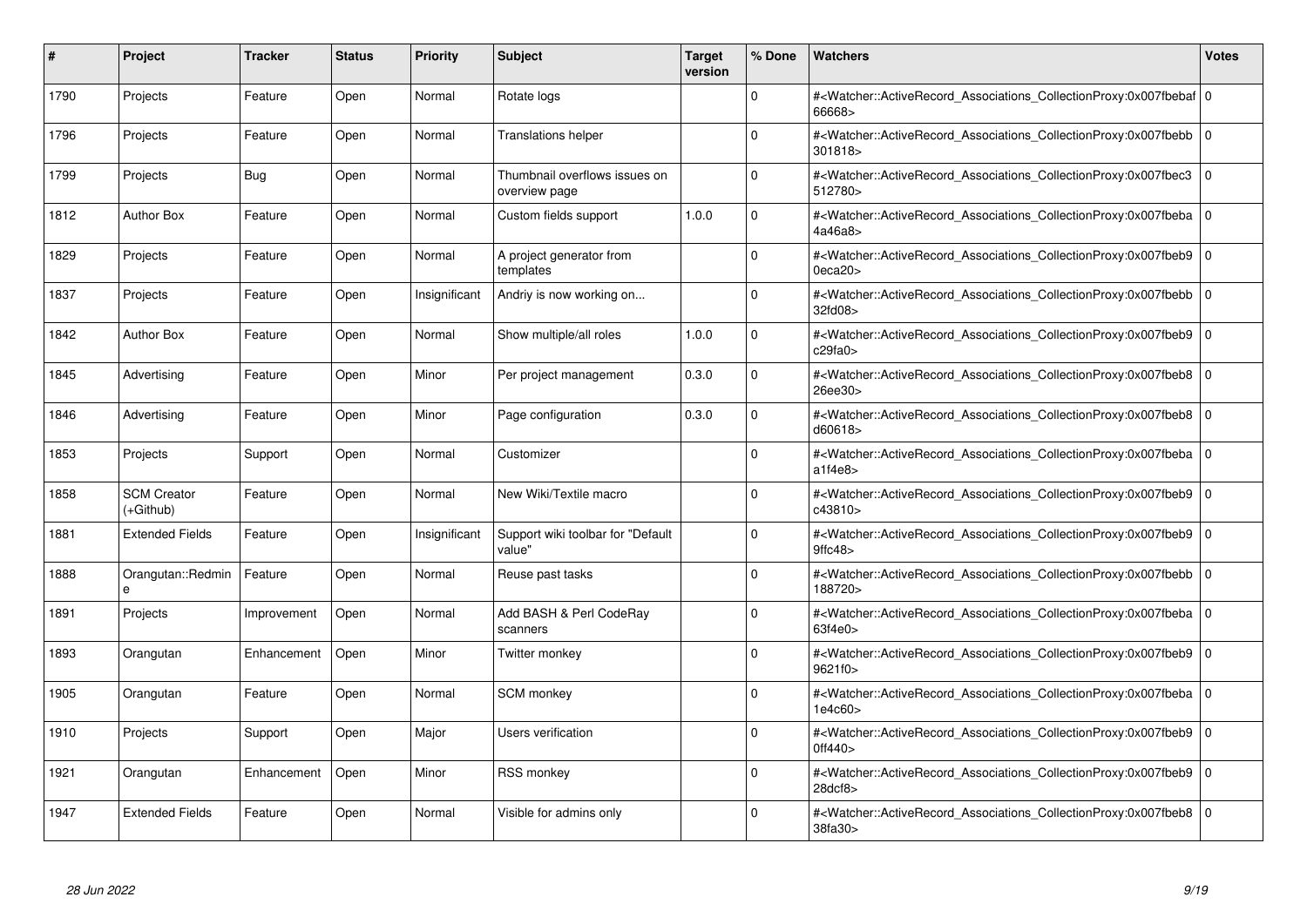| # | Project | Tracker | Status | Priority | Subject | Target version | % Done | Watchers | Votes |
|---|---|---|---|---|---|---|---|---|---|
| 1790 | Projects | Feature | Open | Normal | Rotate logs | | 0 | #<Watcher::ActiveRecord_Associations_CollectionProxy:0x007fbebaf66668> | 0 |
| 1796 | Projects | Feature | Open | Normal | Translations helper | | 0 | #<Watcher::ActiveRecord_Associations_CollectionProxy:0x007fbebb301818> | 0 |
| 1799 | Projects | Bug | Open | Normal | Thumbnail overflows issues on overview page | | 0 | #<Watcher::ActiveRecord_Associations_CollectionProxy:0x007fbec3512780> | 0 |
| 1812 | Author Box | Feature | Open | Normal | Custom fields support | 1.0.0 | 0 | #<Watcher::ActiveRecord_Associations_CollectionProxy:0x007fbeba4a46a8> | 0 |
| 1829 | Projects | Feature | Open | Normal | A project generator from templates | | 0 | #<Watcher::ActiveRecord_Associations_CollectionProxy:0x007fbeb90eca20> | 0 |
| 1837 | Projects | Feature | Open | Insignificant | Andriy is now working on... | | 0 | #<Watcher::ActiveRecord_Associations_CollectionProxy:0x007fbebb32fd08> | 0 |
| 1842 | Author Box | Feature | Open | Normal | Show multiple/all roles | 1.0.0 | 0 | #<Watcher::ActiveRecord_Associations_CollectionProxy:0x007fbeb9c29fa0> | 0 |
| 1845 | Advertising | Feature | Open | Minor | Per project management | 0.3.0 | 0 | #<Watcher::ActiveRecord_Associations_CollectionProxy:0x007fbeb826ee30> | 0 |
| 1846 | Advertising | Feature | Open | Minor | Page configuration | 0.3.0 | 0 | #<Watcher::ActiveRecord_Associations_CollectionProxy:0x007fbeb8d60618> | 0 |
| 1853 | Projects | Support | Open | Normal | Customizer | | 0 | #<Watcher::ActiveRecord_Associations_CollectionProxy:0x007fbebaa1f4e8> | 0 |
| 1858 | SCM Creator (+Github) | Feature | Open | Normal | New Wiki/Textile macro | | 0 | #<Watcher::ActiveRecord_Associations_CollectionProxy:0x007fbeb9c43810> | 0 |
| 1881 | Extended Fields | Feature | Open | Insignificant | Support wiki toolbar for "Default value" | | 0 | #<Watcher::ActiveRecord_Associations_CollectionProxy:0x007fbeb99ffc48> | 0 |
| 1888 | Orangutan::Redmine | Feature | Open | Normal | Reuse past tasks | | 0 | #<Watcher::ActiveRecord_Associations_CollectionProxy:0x007fbebb188720> | 0 |
| 1891 | Projects | Improvement | Open | Normal | Add BASH & Perl CodeRay scanners | | 0 | #<Watcher::ActiveRecord_Associations_CollectionProxy:0x007fbeba63f4e0> | 0 |
| 1893 | Orangutan | Enhancement | Open | Minor | Twitter monkey | | 0 | #<Watcher::ActiveRecord_Associations_CollectionProxy:0x007fbeb99621f0> | 0 |
| 1905 | Orangutan | Feature | Open | Normal | SCM monkey | | 0 | #<Watcher::ActiveRecord_Associations_CollectionProxy:0x007fbeba1e4c60> | 0 |
| 1910 | Projects | Support | Open | Major | Users verification | | 0 | #<Watcher::ActiveRecord_Associations_CollectionProxy:0x007fbeb90ff440> | 0 |
| 1921 | Orangutan | Enhancement | Open | Minor | RSS monkey | | 0 | #<Watcher::ActiveRecord_Associations_CollectionProxy:0x007fbeb928dcf8> | 0 |
| 1947 | Extended Fields | Feature | Open | Normal | Visible for admins only | | 0 | #<Watcher::ActiveRecord_Associations_CollectionProxy:0x007fbeb838fa30> | 0 |

*28 Jun 2022*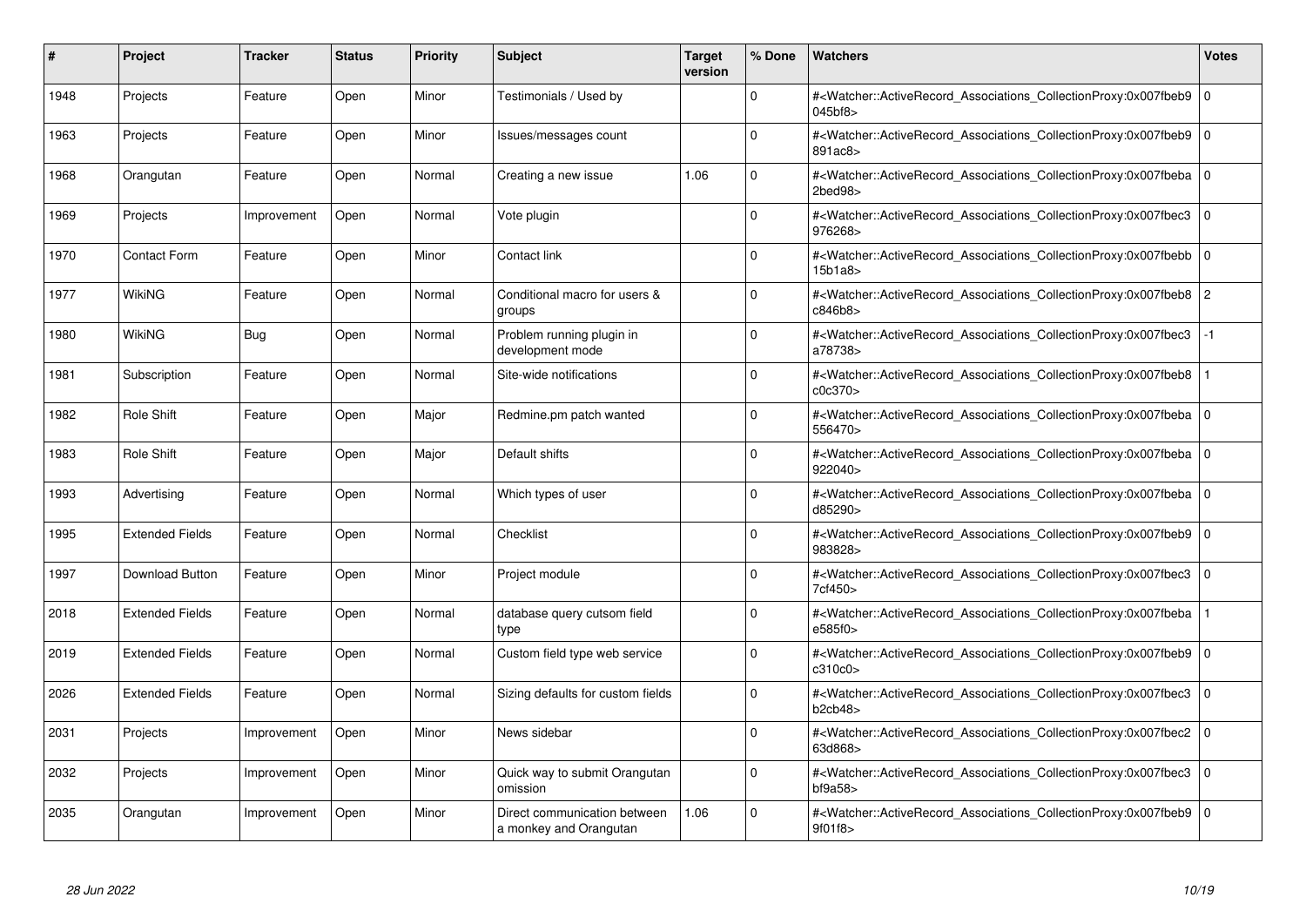| # | Project | Tracker | Status | Priority | Subject | Target version | % Done | Watchers | Votes |
|---|---|---|---|---|---|---|---|---|---|
| 1948 | Projects | Feature | Open | Minor | Testimonials / Used by | | 0 | #<Watcher::ActiveRecord_Associations_CollectionProxy:0x007fbeb9045bf8> | 0 |
| 1963 | Projects | Feature | Open | Minor | Issues/messages count | | 0 | #<Watcher::ActiveRecord_Associations_CollectionProxy:0x007fbeb9891ac8> | 0 |
| 1968 | Orangutan | Feature | Open | Normal | Creating a new issue | 1.06 | 0 | #<Watcher::ActiveRecord_Associations_CollectionProxy:0x007fbeba2bed98> | 0 |
| 1969 | Projects | Improvement | Open | Normal | Vote plugin | | 0 | #<Watcher::ActiveRecord_Associations_CollectionProxy:0x007fbec3976268> | 0 |
| 1970 | Contact Form | Feature | Open | Minor | Contact link | | 0 | #<Watcher::ActiveRecord_Associations_CollectionProxy:0x007fbebb15b1a8> | 0 |
| 1977 | WikiNG | Feature | Open | Normal | Conditional macro for users & groups | | 0 | #<Watcher::ActiveRecord_Associations_CollectionProxy:0x007fbeb8c846b8> | 2 |
| 1980 | WikiNG | Bug | Open | Normal | Problem running plugin in development mode | | 0 | #<Watcher::ActiveRecord_Associations_CollectionProxy:0x007fbec3a78738> | -1 |
| 1981 | Subscription | Feature | Open | Normal | Site-wide notifications | | 0 | #<Watcher::ActiveRecord_Associations_CollectionProxy:0x007fbeb8c0c370> | 1 |
| 1982 | Role Shift | Feature | Open | Major | Redmine.pm patch wanted | | 0 | #<Watcher::ActiveRecord_Associations_CollectionProxy:0x007fbeba556470> | 0 |
| 1983 | Role Shift | Feature | Open | Major | Default shifts | | 0 | #<Watcher::ActiveRecord_Associations_CollectionProxy:0x007fbeba922040> | 0 |
| 1993 | Advertising | Feature | Open | Normal | Which types of user | | 0 | #<Watcher::ActiveRecord_Associations_CollectionProxy:0x007fbebad85290> | 0 |
| 1995 | Extended Fields | Feature | Open | Normal | Checklist | | 0 | #<Watcher::ActiveRecord_Associations_CollectionProxy:0x007fbeb9983828> | 0 |
| 1997 | Download Button | Feature | Open | Minor | Project module | | 0 | #<Watcher::ActiveRecord_Associations_CollectionProxy:0x007fbec37cf450> | 0 |
| 2018 | Extended Fields | Feature | Open | Normal | database query cutsom field type | | 0 | #<Watcher::ActiveRecord_Associations_CollectionProxy:0x007fbebae585f0> | 1 |
| 2019 | Extended Fields | Feature | Open | Normal | Custom field type web service | | 0 | #<Watcher::ActiveRecord_Associations_CollectionProxy:0x007fbeb9c310c0> | 0 |
| 2026 | Extended Fields | Feature | Open | Normal | Sizing defaults for custom fields | | 0 | #<Watcher::ActiveRecord_Associations_CollectionProxy:0x007fbec3b2cb48> | 0 |
| 2031 | Projects | Improvement | Open | Minor | News sidebar | | 0 | #<Watcher::ActiveRecord_Associations_CollectionProxy:0x007fbec263d868> | 0 |
| 2032 | Projects | Improvement | Open | Minor | Quick way to submit Orangutan omission | | 0 | #<Watcher::ActiveRecord_Associations_CollectionProxy:0x007fbec3bf9a58> | 0 |
| 2035 | Orangutan | Improvement | Open | Minor | Direct communication between a monkey and Orangutan | 1.06 | 0 | #<Watcher::ActiveRecord_Associations_CollectionProxy:0x007fbeb99f01f8> | 0 |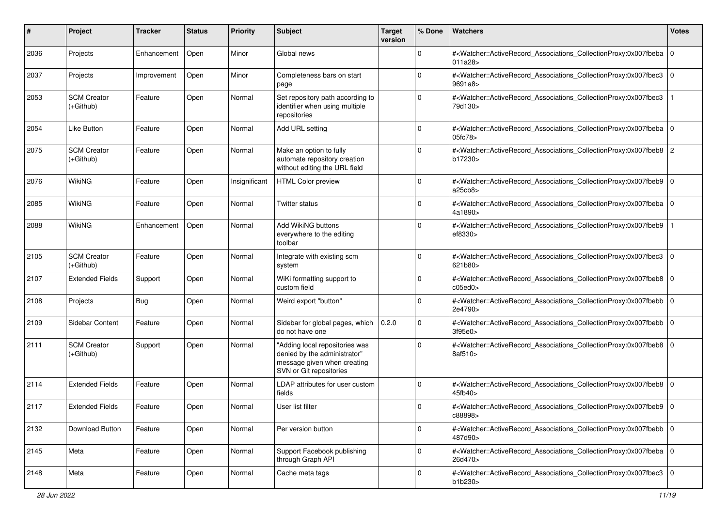| # | Project | Tracker | Status | Priority | Subject | Target version | % Done | Watchers | Votes |
|---|---|---|---|---|---|---|---|---|---|
| 2036 | Projects | Enhancement | Open | Minor | Global news | | 0 | #<Watcher::ActiveRecord_Associations_CollectionProxy:0x007fbeba011a28> | 0 |
| 2037 | Projects | Improvement | Open | Minor | Completeness bars on start page | | 0 | #<Watcher::ActiveRecord_Associations_CollectionProxy:0x007fbec39691a8> | 0 |
| 2053 | SCM Creator (+Github) | Feature | Open | Normal | Set repository path according to identifier when using multiple repositories | | 0 | #<Watcher::ActiveRecord_Associations_CollectionProxy:0x007fbec379d130> | 1 |
| 2054 | Like Button | Feature | Open | Normal | Add URL setting | | 0 | #<Watcher::ActiveRecord_Associations_CollectionProxy:0x007fbeba05fc78> | 0 |
| 2075 | SCM Creator (+Github) | Feature | Open | Normal | Make an option to fully automate repository creation without editing the URL field | | 0 | #<Watcher::ActiveRecord_Associations_CollectionProxy:0x007fbeb8b17230> | 2 |
| 2076 | WikiNG | Feature | Open | Insignificant | HTML Color preview | | 0 | #<Watcher::ActiveRecord_Associations_CollectionProxy:0x007fbeb9a25cb8> | 0 |
| 2085 | WikiNG | Feature | Open | Normal | Twitter status | | 0 | #<Watcher::ActiveRecord_Associations_CollectionProxy:0x007fbeba4a1890> | 0 |
| 2088 | WikiNG | Enhancement | Open | Normal | Add WikiNG buttons everywhere to the editing toolbar | | 0 | #<Watcher::ActiveRecord_Associations_CollectionProxy:0x007fbeb9ef8330> | 1 |
| 2105 | SCM Creator (+Github) | Feature | Open | Normal | Integrate with existing scm system | | 0 | #<Watcher::ActiveRecord_Associations_CollectionProxy:0x007fbec3621b80> | 0 |
| 2107 | Extended Fields | Support | Open | Normal | WiKi formatting support to custom field | | 0 | #<Watcher::ActiveRecord_Associations_CollectionProxy:0x007fbeb8c05ed0> | 0 |
| 2108 | Projects | Bug | Open | Normal | Weird export "button" | | 0 | #<Watcher::ActiveRecord_Associations_CollectionProxy:0x007fbebb2e4790> | 0 |
| 2109 | Sidebar Content | Feature | Open | Normal | Sidebar for global pages, which do not have one | 0.2.0 | 0 | #<Watcher::ActiveRecord_Associations_CollectionProxy:0x007fbebb3f95e0> | 0 |
| 2111 | SCM Creator (+Github) | Support | Open | Normal | "Adding local repositories was denied by the administrator" message given when creating SVN or Git repositories | | 0 | #<Watcher::ActiveRecord_Associations_CollectionProxy:0x007fbeb88af510> | 0 |
| 2114 | Extended Fields | Feature | Open | Normal | LDAP attributes for user custom fields | | 0 | #<Watcher::ActiveRecord_Associations_CollectionProxy:0x007fbeb845fb40> | 0 |
| 2117 | Extended Fields | Feature | Open | Normal | User list filter | | 0 | #<Watcher::ActiveRecord_Associations_CollectionProxy:0x007fbeb9c88898> | 0 |
| 2132 | Download Button | Feature | Open | Normal | Per version button | | 0 | #<Watcher::ActiveRecord_Associations_CollectionProxy:0x007fbebb487d90> | 0 |
| 2145 | Meta | Feature | Open | Normal | Support Facebook publishing through Graph API | | 0 | #<Watcher::ActiveRecord_Associations_CollectionProxy:0x007fbeba26d470> | 0 |
| 2148 | Meta | Feature | Open | Normal | Cache meta tags | | 0 | #<Watcher::ActiveRecord_Associations_CollectionProxy:0x007fbec3b1b230> | 0 |

*28 Jun 2022*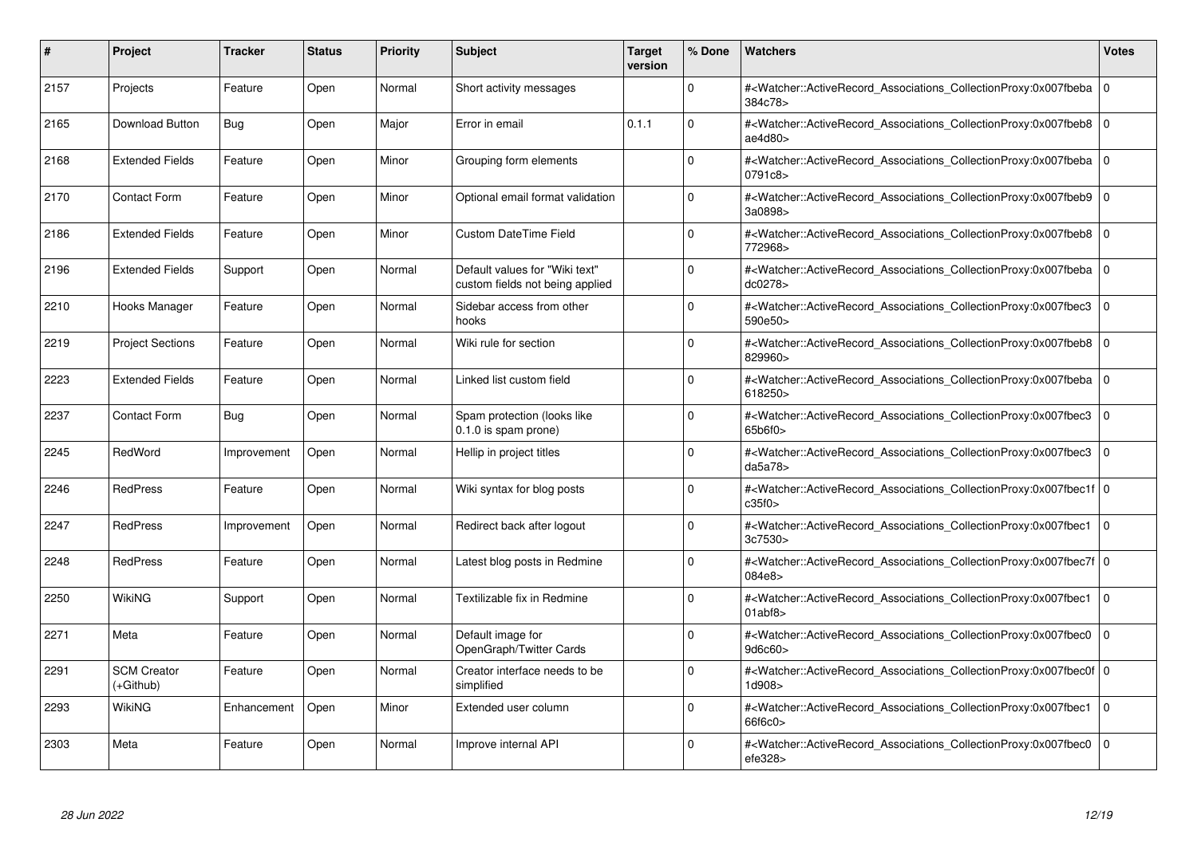| # | Project | Tracker | Status | Priority | Subject | Target version | % Done | Watchers | Votes |
|---|---|---|---|---|---|---|---|---|---|
| 2157 | Projects | Feature | Open | Normal | Short activity messages | | 0 | #<Watcher::ActiveRecord_Associations_CollectionProxy:0x007fbeba384c78> | 0 |
| 2165 | Download Button | Bug | Open | Major | Error in email | 0.1.1 | 0 | #<Watcher::ActiveRecord_Associations_CollectionProxy:0x007fbeb8ae4d80> | 0 |
| 2168 | Extended Fields | Feature | Open | Minor | Grouping form elements | | 0 | #<Watcher::ActiveRecord_Associations_CollectionProxy:0x007fbeba0791c8> | 0 |
| 2170 | Contact Form | Feature | Open | Minor | Optional email format validation | | 0 | #<Watcher::ActiveRecord_Associations_CollectionProxy:0x007fbeb93a0898> | 0 |
| 2186 | Extended Fields | Feature | Open | Minor | Custom DateTime Field | | 0 | #<Watcher::ActiveRecord_Associations_CollectionProxy:0x007fbeb8772968> | 0 |
| 2196 | Extended Fields | Support | Open | Normal | Default values for "Wiki text" custom fields not being applied | | 0 | #<Watcher::ActiveRecord_Associations_CollectionProxy:0x007fbebadc0278> | 0 |
| 2210 | Hooks Manager | Feature | Open | Normal | Sidebar access from other hooks | | 0 | #<Watcher::ActiveRecord_Associations_CollectionProxy:0x007fbec3590e50> | 0 |
| 2219 | Project Sections | Feature | Open | Normal | Wiki rule for section | | 0 | #<Watcher::ActiveRecord_Associations_CollectionProxy:0x007fbeb8829960> | 0 |
| 2223 | Extended Fields | Feature | Open | Normal | Linked list custom field | | 0 | #<Watcher::ActiveRecord_Associations_CollectionProxy:0x007fbeba618250> | 0 |
| 2237 | Contact Form | Bug | Open | Normal | Spam protection (looks like 0.1.0 is spam prone) | | 0 | #<Watcher::ActiveRecord_Associations_CollectionProxy:0x007fbec365b6f0> | 0 |
| 2245 | RedWord | Improvement | Open | Normal | Hellip in project titles | | 0 | #<Watcher::ActiveRecord_Associations_CollectionProxy:0x007fbec3da5a78> | 0 |
| 2246 | RedPress | Feature | Open | Normal | Wiki syntax for blog posts | | 0 | #<Watcher::ActiveRecord_Associations_CollectionProxy:0x007fbec1fc35f0> | 0 |
| 2247 | RedPress | Improvement | Open | Normal | Redirect back after logout | | 0 | #<Watcher::ActiveRecord_Associations_CollectionProxy:0x007fbec13c7530> | 0 |
| 2248 | RedPress | Feature | Open | Normal | Latest blog posts in Redmine | | 0 | #<Watcher::ActiveRecord_Associations_CollectionProxy:0x007fbec7f084e8> | 0 |
| 2250 | WikiNG | Support | Open | Normal | Textilizable fix in Redmine | | 0 | #<Watcher::ActiveRecord_Associations_CollectionProxy:0x007fbec101abf8> | 0 |
| 2271 | Meta | Feature | Open | Normal | Default image for OpenGraph/Twitter Cards | | 0 | #<Watcher::ActiveRecord_Associations_CollectionProxy:0x007fbec09d6c60> | 0 |
| 2291 | SCM Creator (+Github) | Feature | Open | Normal | Creator interface needs to be simplified | | 0 | #<Watcher::ActiveRecord_Associations_CollectionProxy:0x007fbec0f1d908> | 0 |
| 2293 | WikiNG | Enhancement | Open | Minor | Extended user column | | 0 | #<Watcher::ActiveRecord_Associations_CollectionProxy:0x007fbec166f6c0> | 0 |
| 2303 | Meta | Feature | Open | Normal | Improve internal API | | 0 | #<Watcher::ActiveRecord_Associations_CollectionProxy:0x007fbec0efe328> | 0 |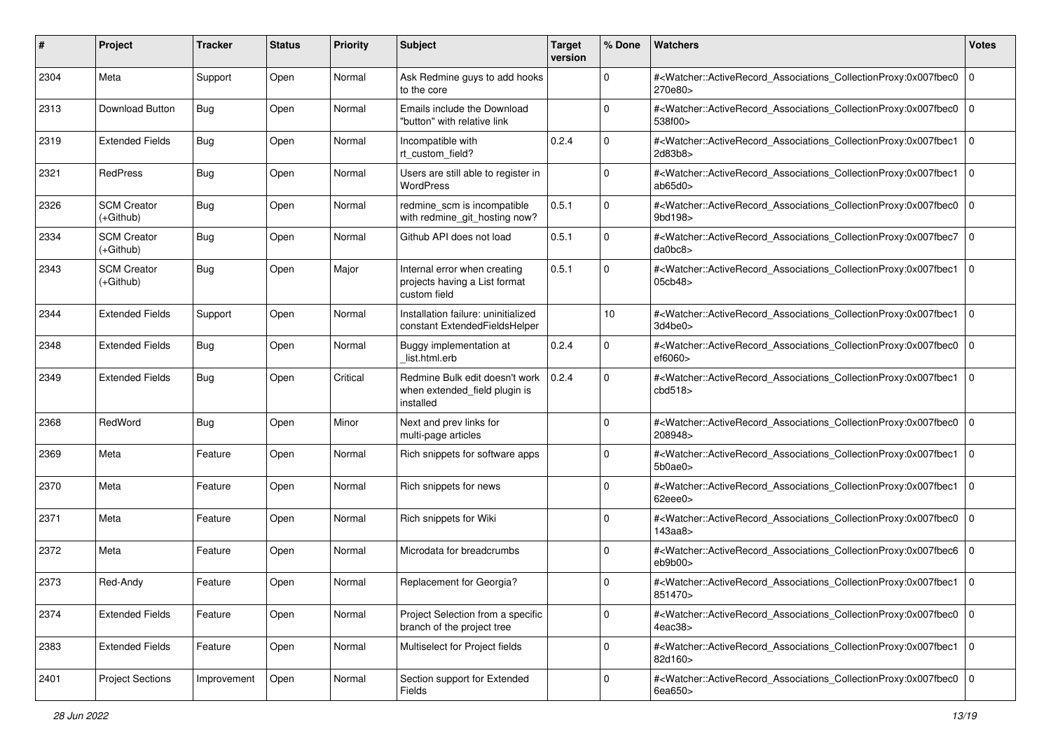| # | Project | Tracker | Status | Priority | Subject | Target version | % Done | Watchers | Votes |
|---|---|---|---|---|---|---|---|---|---|
| 2304 | Meta | Support | Open | Normal | Ask Redmine guys to add hooks to the core | | 0 | #<Watcher::ActiveRecord_Associations_CollectionProxy:0x007fbec0270e80> | 0 |
| 2313 | Download Button | Bug | Open | Normal | Emails include the Download "button" with relative link | | 0 | #<Watcher::ActiveRecord_Associations_CollectionProxy:0x007fbec0538f00> | 0 |
| 2319 | Extended Fields | Bug | Open | Normal | Incompatible with rt_custom_field? | 0.2.4 | 0 | #<Watcher::ActiveRecord_Associations_CollectionProxy:0x007fbec12d83b8> | 0 |
| 2321 | RedPress | Bug | Open | Normal | Users are still able to register in WordPress | | 0 | #<Watcher::ActiveRecord_Associations_CollectionProxy:0x007fbec1ab65d0> | 0 |
| 2326 | SCM Creator (+Github) | Bug | Open | Normal | redmine_scm is incompatible with redmine_git_hosting now? | 0.5.1 | 0 | #<Watcher::ActiveRecord_Associations_CollectionProxy:0x007fbec09bd198> | 0 |
| 2334 | SCM Creator (+Github) | Bug | Open | Normal | Github API does not load | 0.5.1 | 0 | #<Watcher::ActiveRecord_Associations_CollectionProxy:0x007fbec7da0bc8> | 0 |
| 2343 | SCM Creator (+Github) | Bug | Open | Major | Internal error when creating projects having a List format custom field | 0.5.1 | 0 | #<Watcher::ActiveRecord_Associations_CollectionProxy:0x007fbec105cb48> | 0 |
| 2344 | Extended Fields | Support | Open | Normal | Installation failure: uninitialized constant ExtendedFieldsHelper | | 10 | #<Watcher::ActiveRecord_Associations_CollectionProxy:0x007fbec13d4be0> | 0 |
| 2348 | Extended Fields | Bug | Open | Normal | Buggy implementation at _list.html.erb | 0.2.4 | 0 | #<Watcher::ActiveRecord_Associations_CollectionProxy:0x007fbec0ef6060> | 0 |
| 2349 | Extended Fields | Bug | Open | Critical | Redmine Bulk edit doesn't work when extended_field plugin is installed | 0.2.4 | 0 | #<Watcher::ActiveRecord_Associations_CollectionProxy:0x007fbec1cbd518> | 0 |
| 2368 | RedWord | Bug | Open | Minor | Next and prev links for multi-page articles | | 0 | #<Watcher::ActiveRecord_Associations_CollectionProxy:0x007fbec0208948> | 0 |
| 2369 | Meta | Feature | Open | Normal | Rich snippets for software apps | | 0 | #<Watcher::ActiveRecord_Associations_CollectionProxy:0x007fbec15b0ae0> | 0 |
| 2370 | Meta | Feature | Open | Normal | Rich snippets for news | | 0 | #<Watcher::ActiveRecord_Associations_CollectionProxy:0x007fbec162eee0> | 0 |
| 2371 | Meta | Feature | Open | Normal | Rich snippets for Wiki | | 0 | #<Watcher::ActiveRecord_Associations_CollectionProxy:0x007fbec0143aa8> | 0 |
| 2372 | Meta | Feature | Open | Normal | Microdata for breadcrumbs | | 0 | #<Watcher::ActiveRecord_Associations_CollectionProxy:0x007fbec6eb9b00> | 0 |
| 2373 | Red-Andy | Feature | Open | Normal | Replacement for Georgia? | | 0 | #<Watcher::ActiveRecord_Associations_CollectionProxy:0x007fbec1851470> | 0 |
| 2374 | Extended Fields | Feature | Open | Normal | Project Selection from a specific branch of the project tree | | 0 | #<Watcher::ActiveRecord_Associations_CollectionProxy:0x007fbec04eac38> | 0 |
| 2383 | Extended Fields | Feature | Open | Normal | Multiselect for Project fields | | 0 | #<Watcher::ActiveRecord_Associations_CollectionProxy:0x007fbec182d160> | 0 |
| 2401 | Project Sections | Improvement | Open | Normal | Section support for Extended Fields | | 0 | #<Watcher::ActiveRecord_Associations_CollectionProxy:0x007fbec06ea650> | 0 |

*28 Jun 2022*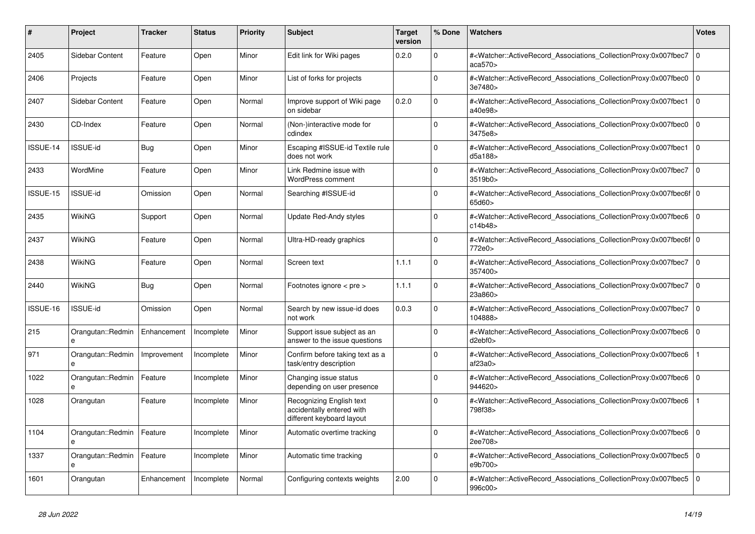| # | Project | Tracker | Status | Priority | Subject | Target version | % Done | Watchers | Votes |
|---|---|---|---|---|---|---|---|---|---|
| 2405 | Sidebar Content | Feature | Open | Minor | Edit link for Wiki pages | 0.2.0 | 0 | #<Watcher::ActiveRecord_Associations_CollectionProxy:0x007fbec7aca570> | 0 |
| 2406 | Projects | Feature | Open | Minor | List of forks for projects | | 0 | #<Watcher::ActiveRecord_Associations_CollectionProxy:0x007fbec03e7480> | 0 |
| 2407 | Sidebar Content | Feature | Open | Normal | Improve support of Wiki page on sidebar | 0.2.0 | 0 | #<Watcher::ActiveRecord_Associations_CollectionProxy:0x007fbec1a40e98> | 0 |
| 2430 | CD-Index | Feature | Open | Normal | (Non-)interactive mode for cdindex | | 0 | #<Watcher::ActiveRecord_Associations_CollectionProxy:0x007fbec03475e8> | 0 |
| ISSUE-14 | ISSUE-id | Bug | Open | Minor | Escaping #ISSUE-id Textile rule does not work | | 0 | #<Watcher::ActiveRecord_Associations_CollectionProxy:0x007fbec1d5a188> | 0 |
| 2433 | WordMine | Feature | Open | Minor | Link Redmine issue with WordPress comment | | 0 | #<Watcher::ActiveRecord_Associations_CollectionProxy:0x007fbec73519b0> | 0 |
| ISSUE-15 | ISSUE-id | Omission | Open | Normal | Searching #ISSUE-id | | 0 | #<Watcher::ActiveRecord_Associations_CollectionProxy:0x007fbec6f65d60> | 0 |
| 2435 | WikiNG | Support | Open | Normal | Update Red-Andy styles | | 0 | #<Watcher::ActiveRecord_Associations_CollectionProxy:0x007fbec6c14b48> | 0 |
| 2437 | WikiNG | Feature | Open | Normal | Ultra-HD-ready graphics | | 0 | #<Watcher::ActiveRecord_Associations_CollectionProxy:0x007fbec6f772e0> | 0 |
| 2438 | WikiNG | Feature | Open | Normal | Screen text | 1.1.1 | 0 | #<Watcher::ActiveRecord_Associations_CollectionProxy:0x007fbec7357400> | 0 |
| 2440 | WikiNG | Bug | Open | Normal | Footnotes ignore < pre > | 1.1.1 | 0 | #<Watcher::ActiveRecord_Associations_CollectionProxy:0x007fbec723a860> | 0 |
| ISSUE-16 | ISSUE-id | Omission | Open | Normal | Search by new issue-id does not work | 0.0.3 | 0 | #<Watcher::ActiveRecord_Associations_CollectionProxy:0x007fbec7104888> | 0 |
| 215 | Orangutan::Redmine | Enhancement | Incomplete | Minor | Support issue subject as an answer to the issue questions | | 0 | #<Watcher::ActiveRecord_Associations_CollectionProxy:0x007fbec6d2ebf0> | 0 |
| 971 | Orangutan::Redmine | Improvement | Incomplete | Minor | Confirm before taking text as a task/entry description | | 0 | #<Watcher::ActiveRecord_Associations_CollectionProxy:0x007fbec6af23a0> | 1 |
| 1022 | Orangutan::Redmine | Feature | Incomplete | Minor | Changing issue status depending on user presence | | 0 | #<Watcher::ActiveRecord_Associations_CollectionProxy:0x007fbec6944620> | 0 |
| 1028 | Orangutan | Feature | Incomplete | Minor | Recognizing English text accidentally entered with different keyboard layout | | 0 | #<Watcher::ActiveRecord_Associations_CollectionProxy:0x007fbec6798f38> | 1 |
| 1104 | Orangutan::Redmine | Feature | Incomplete | Minor | Automatic overtime tracking | | 0 | #<Watcher::ActiveRecord_Associations_CollectionProxy:0x007fbec62ee708> | 0 |
| 1337 | Orangutan::Redmine | Feature | Incomplete | Minor | Automatic time tracking | | 0 | #<Watcher::ActiveRecord_Associations_CollectionProxy:0x007fbec5e9b700> | 0 |
| 1601 | Orangutan | Enhancement | Incomplete | Normal | Configuring contexts weights | 2.00 | 0 | #<Watcher::ActiveRecord_Associations_CollectionProxy:0x007fbec5996c00> | 0 |

*28 Jun 2022*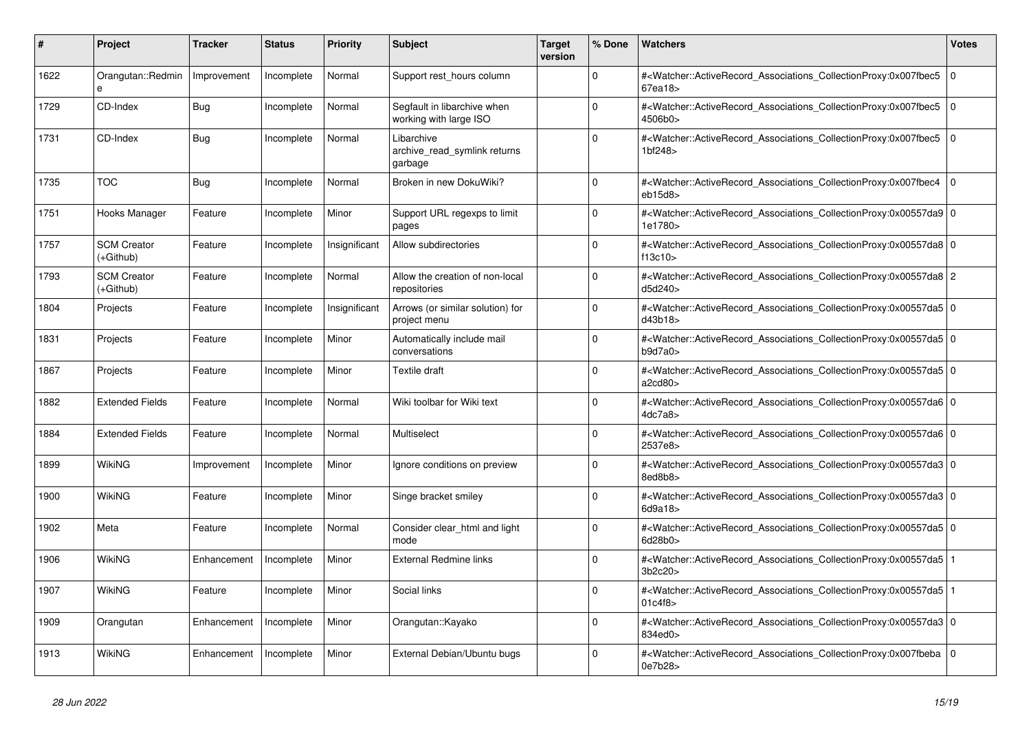| # | Project | Tracker | Status | Priority | Subject | Target version | % Done | Watchers | Votes |
|---|---|---|---|---|---|---|---|---|---|
| 1622 | Orangutan::Redmine | Improvement | Incomplete | Normal | Support rest_hours column | | 0 | #<Watcher::ActiveRecord_Associations_CollectionProxy:0x007fbec567ea18> | 0 |
| 1729 | CD-Index | Bug | Incomplete | Normal | Segfault in libarchive when working with large ISO | | 0 | #<Watcher::ActiveRecord_Associations_CollectionProxy:0x007fbec54506b0> | 0 |
| 1731 | CD-Index | Bug | Incomplete | Normal | Libarchive archive_read_symlink returns garbage | | 0 | #<Watcher::ActiveRecord_Associations_CollectionProxy:0x007fbec51bf248> | 0 |
| 1735 | TOC | Bug | Incomplete | Normal | Broken in new DokuWiki? | | 0 | #<Watcher::ActiveRecord_Associations_CollectionProxy:0x007fbec4eb15d8> | 0 |
| 1751 | Hooks Manager | Feature | Incomplete | Minor | Support URL regexps to limit pages | | 0 | #<Watcher::ActiveRecord_Associations_CollectionProxy:0x00557da91e1780> | 0 |
| 1757 | SCM Creator (+Github) | Feature | Incomplete | Insignificant | Allow subdirectories | | 0 | #<Watcher::ActiveRecord_Associations_CollectionProxy:0x00557da8f13c10> | 0 |
| 1793 | SCM Creator (+Github) | Feature | Incomplete | Normal | Allow the creation of non-local repositories | | 0 | #<Watcher::ActiveRecord_Associations_CollectionProxy:0x00557da8d5d240> | 2 |
| 1804 | Projects | Feature | Incomplete | Insignificant | Arrows (or similar solution) for project menu | | 0 | #<Watcher::ActiveRecord_Associations_CollectionProxy:0x00557da5d43b18> | 0 |
| 1831 | Projects | Feature | Incomplete | Minor | Automatically include mail conversations | | 0 | #<Watcher::ActiveRecord_Associations_CollectionProxy:0x00557da5b9d7a0> | 0 |
| 1867 | Projects | Feature | Incomplete | Minor | Textile draft | | 0 | #<Watcher::ActiveRecord_Associations_CollectionProxy:0x00557da5a2cd80> | 0 |
| 1882 | Extended Fields | Feature | Incomplete | Normal | Wiki toolbar for Wiki text | | 0 | #<Watcher::ActiveRecord_Associations_CollectionProxy:0x00557da64dc7a8> | 0 |
| 1884 | Extended Fields | Feature | Incomplete | Normal | Multiselect | | 0 | #<Watcher::ActiveRecord_Associations_CollectionProxy:0x00557da62537e8> | 0 |
| 1899 | WikiNG | Improvement | Incomplete | Minor | Ignore conditions on preview | | 0 | #<Watcher::ActiveRecord_Associations_CollectionProxy:0x00557da38ed8b8> | 0 |
| 1900 | WikiNG | Feature | Incomplete | Minor | Singe bracket smiley | | 0 | #<Watcher::ActiveRecord_Associations_CollectionProxy:0x00557da36d9a18> | 0 |
| 1902 | Meta | Feature | Incomplete | Normal | Consider clear_html and light mode | | 0 | #<Watcher::ActiveRecord_Associations_CollectionProxy:0x00557da56d28b0> | 0 |
| 1906 | WikiNG | Enhancement | Incomplete | Minor | External Redmine links | | 0 | #<Watcher::ActiveRecord_Associations_CollectionProxy:0x00557da53b2c20> | 1 |
| 1907 | WikiNG | Feature | Incomplete | Minor | Social links | | 0 | #<Watcher::ActiveRecord_Associations_CollectionProxy:0x00557da501c4f8> | 1 |
| 1909 | Orangutan | Enhancement | Incomplete | Minor | Orangutan::Kayako | | 0 | #<Watcher::ActiveRecord_Associations_CollectionProxy:0x00557da3834ed0> | 0 |
| 1913 | WikiNG | Enhancement | Incomplete | Minor | External Debian/Ubuntu bugs | | 0 | #<Watcher::ActiveRecord_Associations_CollectionProxy:0x007fbeba0e7b28> | 0 |

*28 Jun 2022*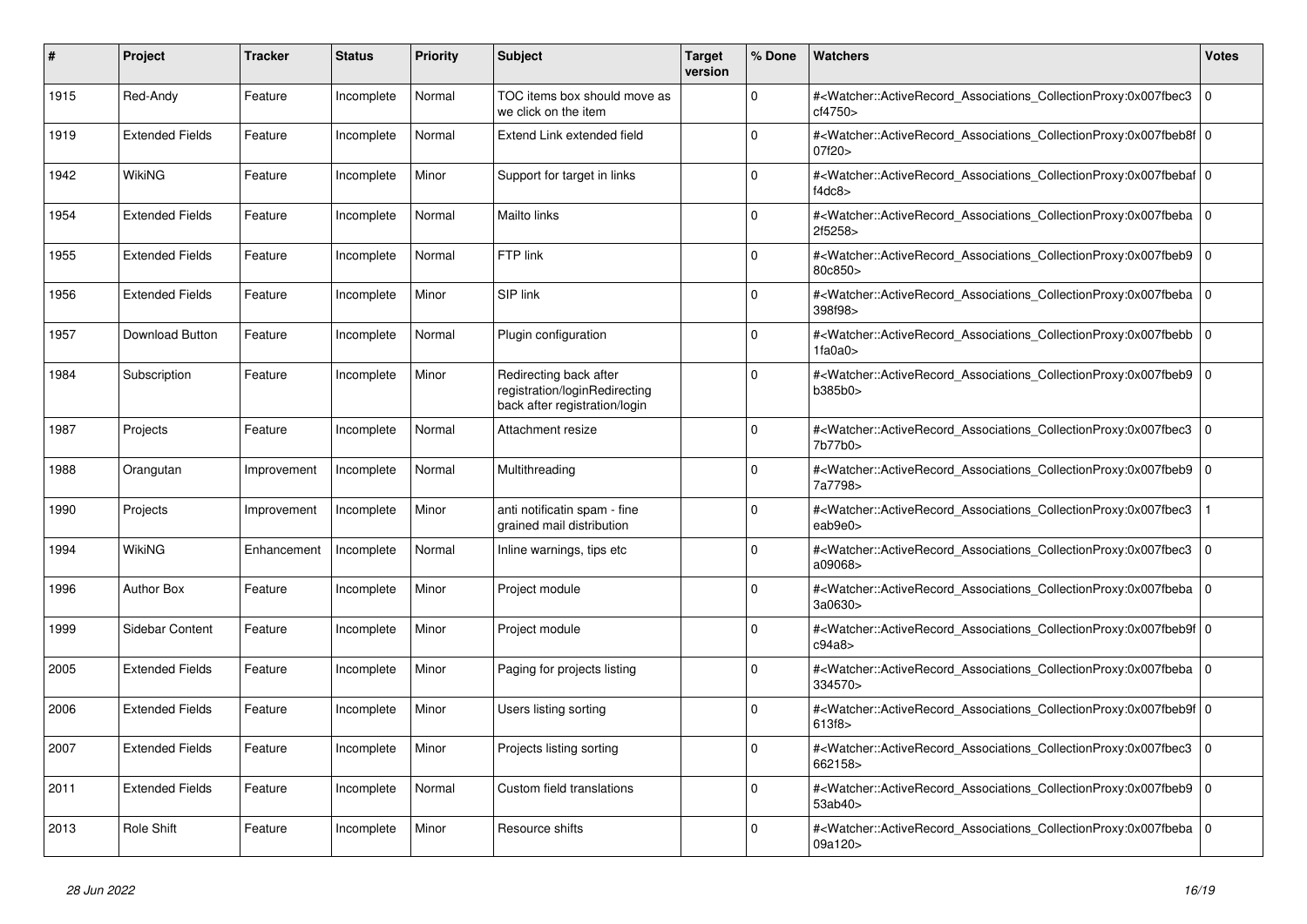| # | Project | Tracker | Status | Priority | Subject | Target version | % Done | Watchers | Votes |
|---|---|---|---|---|---|---|---|---|---|
| 1915 | Red-Andy | Feature | Incomplete | Normal | TOC items box should move as we click on the item | | 0 | #<Watcher::ActiveRecord_Associations_CollectionProxy:0x007fbec3cf4750> | 0 |
| 1919 | Extended Fields | Feature | Incomplete | Normal | Extend Link extended field | | 0 | #<Watcher::ActiveRecord_Associations_CollectionProxy:0x007fbeb8f07f20> | 0 |
| 1942 | WikiNG | Feature | Incomplete | Minor | Support for target in links | | 0 | #<Watcher::ActiveRecord_Associations_CollectionProxy:0x007fbebaff4dc8> | 0 |
| 1954 | Extended Fields | Feature | Incomplete | Normal | Mailto links | | 0 | #<Watcher::ActiveRecord_Associations_CollectionProxy:0x007fbeba2f5258> | 0 |
| 1955 | Extended Fields | Feature | Incomplete | Normal | FTP link | | 0 | #<Watcher::ActiveRecord_Associations_CollectionProxy:0x007fbeb980c850> | 0 |
| 1956 | Extended Fields | Feature | Incomplete | Minor | SIP link | | 0 | #<Watcher::ActiveRecord_Associations_CollectionProxy:0x007fbeba398f98> | 0 |
| 1957 | Download Button | Feature | Incomplete | Normal | Plugin configuration | | 0 | #<Watcher::ActiveRecord_Associations_CollectionProxy:0x007fbebb1fa0a0> | 0 |
| 1984 | Subscription | Feature | Incomplete | Minor | Redirecting back after registration/loginRedirecting back after registration/login | | 0 | #<Watcher::ActiveRecord_Associations_CollectionProxy:0x007fbeb9b385b0> | 0 |
| 1987 | Projects | Feature | Incomplete | Normal | Attachment resize | | 0 | #<Watcher::ActiveRecord_Associations_CollectionProxy:0x007fbec37b77b0> | 0 |
| 1988 | Orangutan | Improvement | Incomplete | Normal | Multithreading | | 0 | #<Watcher::ActiveRecord_Associations_CollectionProxy:0x007fbeb97a7798> | 0 |
| 1990 | Projects | Improvement | Incomplete | Minor | anti notificatin spam - fine grained mail distribution | | 0 | #<Watcher::ActiveRecord_Associations_CollectionProxy:0x007fbec3eab9e0> | 1 |
| 1994 | WikiNG | Enhancement | Incomplete | Normal | Inline warnings, tips etc | | 0 | #<Watcher::ActiveRecord_Associations_CollectionProxy:0x007fbec3a09068> | 0 |
| 1996 | Author Box | Feature | Incomplete | Minor | Project module | | 0 | #<Watcher::ActiveRecord_Associations_CollectionProxy:0x007fbeba3a0630> | 0 |
| 1999 | Sidebar Content | Feature | Incomplete | Minor | Project module | | 0 | #<Watcher::ActiveRecord_Associations_CollectionProxy:0x007fbeb9fc94a8> | 0 |
| 2005 | Extended Fields | Feature | Incomplete | Minor | Paging for projects listing | | 0 | #<Watcher::ActiveRecord_Associations_CollectionProxy:0x007fbeba334570> | 0 |
| 2006 | Extended Fields | Feature | Incomplete | Minor | Users listing sorting | | 0 | #<Watcher::ActiveRecord_Associations_CollectionProxy:0x007fbeb9f613f8> | 0 |
| 2007 | Extended Fields | Feature | Incomplete | Minor | Projects listing sorting | | 0 | #<Watcher::ActiveRecord_Associations_CollectionProxy:0x007fbec3662158> | 0 |
| 2011 | Extended Fields | Feature | Incomplete | Normal | Custom field translations | | 0 | #<Watcher::ActiveRecord_Associations_CollectionProxy:0x007fbeb953ab40> | 0 |
| 2013 | Role Shift | Feature | Incomplete | Minor | Resource shifts | | 0 | #<Watcher::ActiveRecord_Associations_CollectionProxy:0x007fbeba09a120> | 0 |

*28 Jun 2022*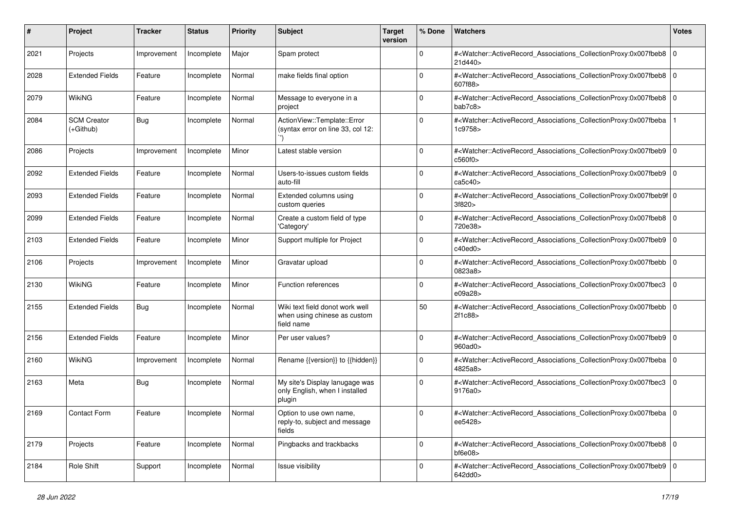| # | Project | Tracker | Status | Priority | Subject | Target version | % Done | Watchers | Votes |
|---|---|---|---|---|---|---|---|---|---|
| 2021 | Projects | Improvement | Incomplete | Major | Spam protect | | 0 | #<Watcher::ActiveRecord_Associations_CollectionProxy:0x007fbeb821d440> | 0 |
| 2028 | Extended Fields | Feature | Incomplete | Normal | make fields final option | | 0 | #<Watcher::ActiveRecord_Associations_CollectionProxy:0x007fbeb8607f88> | 0 |
| 2079 | WikiNG | Feature | Incomplete | Normal | Message to everyone in a project | | 0 | #<Watcher::ActiveRecord_Associations_CollectionProxy:0x007fbeb8bab7c8> | 0 |
| 2084 | SCM Creator (+Github) | Bug | Incomplete | Normal | ActionView::Template::Error (syntax error on line 33, col 12: `') | | 0 | #<Watcher::ActiveRecord_Associations_CollectionProxy:0x007fbeba1c9758> | 1 |
| 2086 | Projects | Improvement | Incomplete | Minor | Latest stable version | | 0 | #<Watcher::ActiveRecord_Associations_CollectionProxy:0x007fbeb9c560f0> | 0 |
| 2092 | Extended Fields | Feature | Incomplete | Normal | Users-to-issues custom fields auto-fill | | 0 | #<Watcher::ActiveRecord_Associations_CollectionProxy:0x007fbeb9ca5c40> | 0 |
| 2093 | Extended Fields | Feature | Incomplete | Normal | Extended columns using custom queries | | 0 | #<Watcher::ActiveRecord_Associations_CollectionProxy:0x007fbeb9f3f820> | 0 |
| 2099 | Extended Fields | Feature | Incomplete | Normal | Create a custom field of type 'Category' | | 0 | #<Watcher::ActiveRecord_Associations_CollectionProxy:0x007fbeb8720e38> | 0 |
| 2103 | Extended Fields | Feature | Incomplete | Minor | Support multiple for Project | | 0 | #<Watcher::ActiveRecord_Associations_CollectionProxy:0x007fbeb9c40ed0> | 0 |
| 2106 | Projects | Improvement | Incomplete | Minor | Gravatar upload | | 0 | #<Watcher::ActiveRecord_Associations_CollectionProxy:0x007fbebb0823a8> | 0 |
| 2130 | WikiNG | Feature | Incomplete | Minor | Function references | | 0 | #<Watcher::ActiveRecord_Associations_CollectionProxy:0x007fbec3e09a28> | 0 |
| 2155 | Extended Fields | Bug | Incomplete | Normal | Wiki text field donot work well when using chinese as custom field name | | 50 | #<Watcher::ActiveRecord_Associations_CollectionProxy:0x007fbebb2f1c88> | 0 |
| 2156 | Extended Fields | Feature | Incomplete | Minor | Per user values? | | 0 | #<Watcher::ActiveRecord_Associations_CollectionProxy:0x007fbeb9960ad0> | 0 |
| 2160 | WikiNG | Improvement | Incomplete | Normal | Rename {{version}} to {{hidden}} | | 0 | #<Watcher::ActiveRecord_Associations_CollectionProxy:0x007fbeba4825a8> | 0 |
| 2163 | Meta | Bug | Incomplete | Normal | My site's Display lanugage was only English, when I installed plugin | | 0 | #<Watcher::ActiveRecord_Associations_CollectionProxy:0x007fbec39176a0> | 0 |
| 2169 | Contact Form | Feature | Incomplete | Normal | Option to use own name, reply-to, subject and message fields | | 0 | #<Watcher::ActiveRecord_Associations_CollectionProxy:0x007fbebaee5428> | 0 |
| 2179 | Projects | Feature | Incomplete | Normal | Pingbacks and trackbacks | | 0 | #<Watcher::ActiveRecord_Associations_CollectionProxy:0x007fbeb8bf6e08> | 0 |
| 2184 | Role Shift | Support | Incomplete | Normal | Issue visibility | | 0 | #<Watcher::ActiveRecord_Associations_CollectionProxy:0x007fbeb9642dd0> | 0 |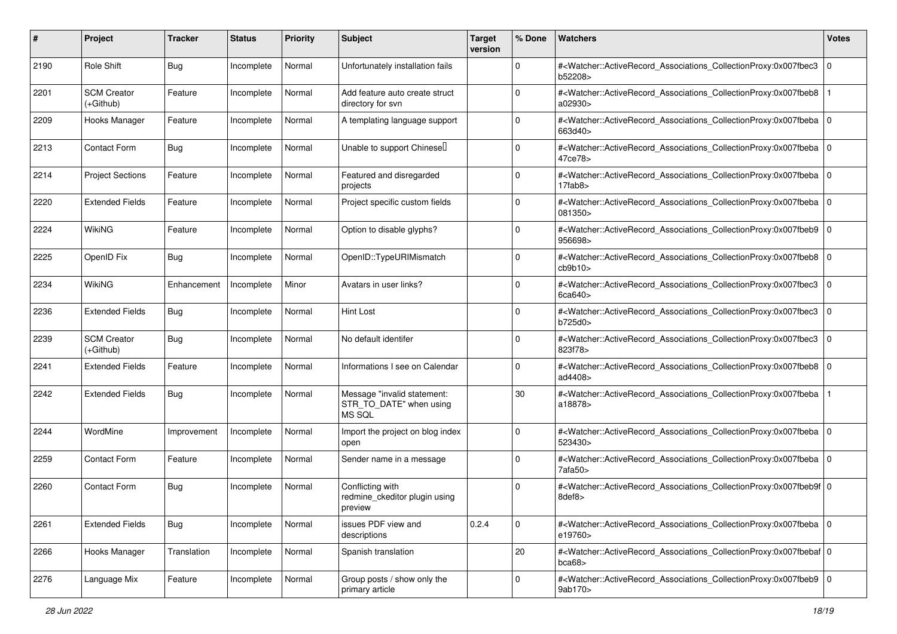| # | Project | Tracker | Status | Priority | Subject | Target version | % Done | Watchers | Votes |
|---|---|---|---|---|---|---|---|---|---|
| 2190 | Role Shift | Bug | Incomplete | Normal | Unfortunately installation fails | | 0 | #<Watcher::ActiveRecord_Associations_CollectionProxy:0x007fbec3b52208> | 0 |
| 2201 | SCM Creator (+Github) | Feature | Incomplete | Normal | Add feature auto create struct directory for svn | | 0 | #<Watcher::ActiveRecord_Associations_CollectionProxy:0x007fbeb8a02930> | 1 |
| 2209 | Hooks Manager | Feature | Incomplete | Normal | A templating language support | | 0 | #<Watcher::ActiveRecord_Associations_CollectionProxy:0x007fbeba663d40> | 0 |
| 2213 | Contact Form | Bug | Incomplete | Normal | Unable to support Chinese | | 0 | #<Watcher::ActiveRecord_Associations_CollectionProxy:0x007fbeba47ce78> | 0 |
| 2214 | Project Sections | Feature | Incomplete | Normal | Featured and disregarded projects | | 0 | #<Watcher::ActiveRecord_Associations_CollectionProxy:0x007fbeba17fab8> | 0 |
| 2220 | Extended Fields | Feature | Incomplete | Normal | Project specific custom fields | | 0 | #<Watcher::ActiveRecord_Associations_CollectionProxy:0x007fbeba081350> | 0 |
| 2224 | WikiNG | Feature | Incomplete | Normal | Option to disable glyphs? | | 0 | #<Watcher::ActiveRecord_Associations_CollectionProxy:0x007fbeb9956698> | 0 |
| 2225 | OpenID Fix | Bug | Incomplete | Normal | OpenID::TypeURIMismatch | | 0 | #<Watcher::ActiveRecord_Associations_CollectionProxy:0x007fbeb8cb9b10> | 0 |
| 2234 | WikiNG | Enhancement | Incomplete | Minor | Avatars in user links? | | 0 | #<Watcher::ActiveRecord_Associations_CollectionProxy:0x007fbec36ca640> | 0 |
| 2236 | Extended Fields | Bug | Incomplete | Normal | Hint Lost | | 0 | #<Watcher::ActiveRecord_Associations_CollectionProxy:0x007fbec3b725d0> | 0 |
| 2239 | SCM Creator (+Github) | Bug | Incomplete | Normal | No default identifer | | 0 | #<Watcher::ActiveRecord_Associations_CollectionProxy:0x007fbec3823f78> | 0 |
| 2241 | Extended Fields | Feature | Incomplete | Normal | Informations I see on Calendar | | 0 | #<Watcher::ActiveRecord_Associations_CollectionProxy:0x007fbeb8ad4408> | 0 |
| 2242 | Extended Fields | Bug | Incomplete | Normal | Message "invalid statement: STR_TO_DATE" when using MS SQL | | 30 | #<Watcher::ActiveRecord_Associations_CollectionProxy:0x007fbebaa18878> | 1 |
| 2244 | WordMine | Improvement | Incomplete | Normal | Import the project on blog index open | | 0 | #<Watcher::ActiveRecord_Associations_CollectionProxy:0x007fbeba523430> | 0 |
| 2259 | Contact Form | Feature | Incomplete | Normal | Sender name in a message | | 0 | #<Watcher::ActiveRecord_Associations_CollectionProxy:0x007fbeba7afa50> | 0 |
| 2260 | Contact Form | Bug | Incomplete | Normal | Conflicting with redmine_ckeditor plugin using preview | | 0 | #<Watcher::ActiveRecord_Associations_CollectionProxy:0x007fbeb9f8def8> | 0 |
| 2261 | Extended Fields | Bug | Incomplete | Normal | issues PDF view and descriptions | 0.2.4 | 0 | #<Watcher::ActiveRecord_Associations_CollectionProxy:0x007fbebae19760> | 0 |
| 2266 | Hooks Manager | Translation | Incomplete | Normal | Spanish translation | | 20 | #<Watcher::ActiveRecord_Associations_CollectionProxy:0x007fbebafbca68> | 0 |
| 2276 | Language Mix | Feature | Incomplete | Normal | Group posts / show only the primary article | | 0 | #<Watcher::ActiveRecord_Associations_CollectionProxy:0x007fbeb99ab170> | 0 |

*28 Jun 2022*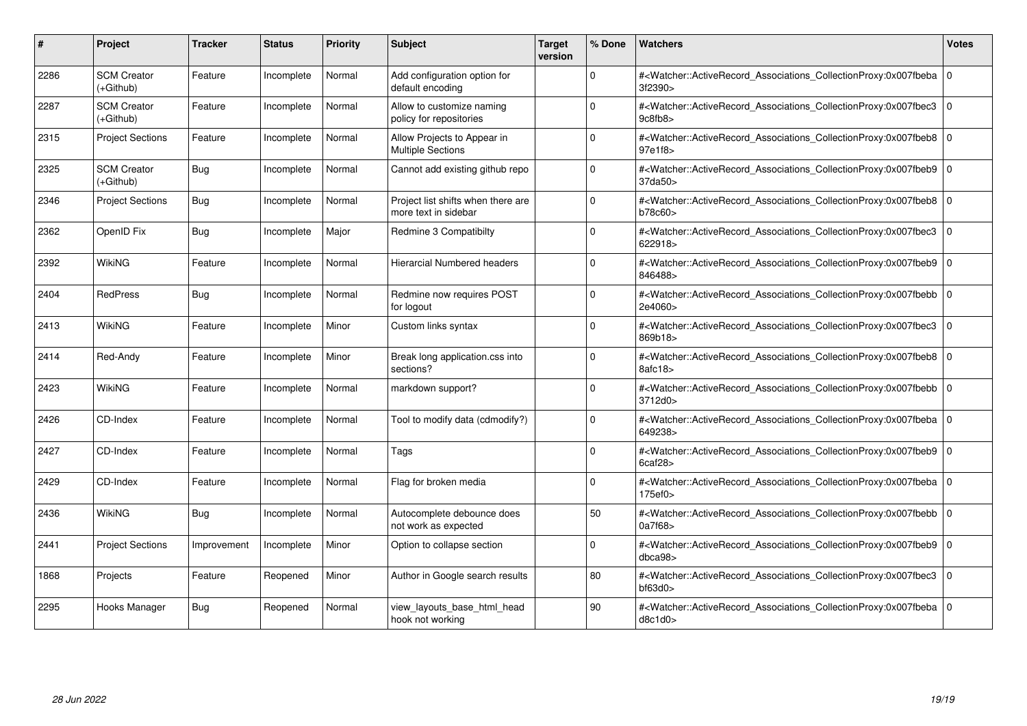| # | Project | Tracker | Status | Priority | Subject | Target version | % Done | Watchers | Votes |
|---|---|---|---|---|---|---|---|---|---|
| 2286 | SCM Creator (+Github) | Feature | Incomplete | Normal | Add configuration option for default encoding | | 0 | #<Watcher::ActiveRecord_Associations_CollectionProxy:0x007fbeba3f2390> | 0 |
| 2287 | SCM Creator (+Github) | Feature | Incomplete | Normal | Allow to customize naming policy for repositories | | 0 | #<Watcher::ActiveRecord_Associations_CollectionProxy:0x007fbec39c8fb8> | 0 |
| 2315 | Project Sections | Feature | Incomplete | Normal | Allow Projects to Appear in Multiple Sections | | 0 | #<Watcher::ActiveRecord_Associations_CollectionProxy:0x007fbeb897e1f8> | 0 |
| 2325 | SCM Creator (+Github) | Bug | Incomplete | Normal | Cannot add existing github repo | | 0 | #<Watcher::ActiveRecord_Associations_CollectionProxy:0x007fbeb937da50> | 0 |
| 2346 | Project Sections | Bug | Incomplete | Normal | Project list shifts when there are more text in sidebar | | 0 | #<Watcher::ActiveRecord_Associations_CollectionProxy:0x007fbeb8b78c60> | 0 |
| 2362 | OpenID Fix | Bug | Incomplete | Major | Redmine 3 Compatibilty | | 0 | #<Watcher::ActiveRecord_Associations_CollectionProxy:0x007fbec3622918> | 0 |
| 2392 | WikiNG | Feature | Incomplete | Normal | Hierarcial Numbered headers | | 0 | #<Watcher::ActiveRecord_Associations_CollectionProxy:0x007fbeb9846488> | 0 |
| 2404 | RedPress | Bug | Incomplete | Normal | Redmine now requires POST for logout | | 0 | #<Watcher::ActiveRecord_Associations_CollectionProxy:0x007fbebb2e4060> | 0 |
| 2413 | WikiNG | Feature | Incomplete | Minor | Custom links syntax | | 0 | #<Watcher::ActiveRecord_Associations_CollectionProxy:0x007fbec3869b18> | 0 |
| 2414 | Red-Andy | Feature | Incomplete | Minor | Break long application.css into sections? | | 0 | #<Watcher::ActiveRecord_Associations_CollectionProxy:0x007fbeb88afc18> | 0 |
| 2423 | WikiNG | Feature | Incomplete | Normal | markdown support? | | 0 | #<Watcher::ActiveRecord_Associations_CollectionProxy:0x007fbebb3712d0> | 0 |
| 2426 | CD-Index | Feature | Incomplete | Normal | Tool to modify data (cdmodify?) | | 0 | #<Watcher::ActiveRecord_Associations_CollectionProxy:0x007fbeba649238> | 0 |
| 2427 | CD-Index | Feature | Incomplete | Normal | Tags | | 0 | #<Watcher::ActiveRecord_Associations_CollectionProxy:0x007fbeb96caf28> | 0 |
| 2429 | CD-Index | Feature | Incomplete | Normal | Flag for broken media | | 0 | #<Watcher::ActiveRecord_Associations_CollectionProxy:0x007fbeba175ef0> | 0 |
| 2436 | WikiNG | Bug | Incomplete | Normal | Autocomplete debounce does not work as expected | | 50 | #<Watcher::ActiveRecord_Associations_CollectionProxy:0x007fbebb0a7f68> | 0 |
| 2441 | Project Sections | Improvement | Incomplete | Minor | Option to collapse section | | 0 | #<Watcher::ActiveRecord_Associations_CollectionProxy:0x007fbeb9dbca98> | 0 |
| 1868 | Projects | Feature | Reopened | Minor | Author in Google search results | | 80 | #<Watcher::ActiveRecord_Associations_CollectionProxy:0x007fbec3bf63d0> | 0 |
| 2295 | Hooks Manager | Bug | Reopened | Normal | view_layouts_base_html_head hook not working | | 90 | #<Watcher::ActiveRecord_Associations_CollectionProxy:0x007fbebad8c1d0> | 0 |

*28 Jun 2022*